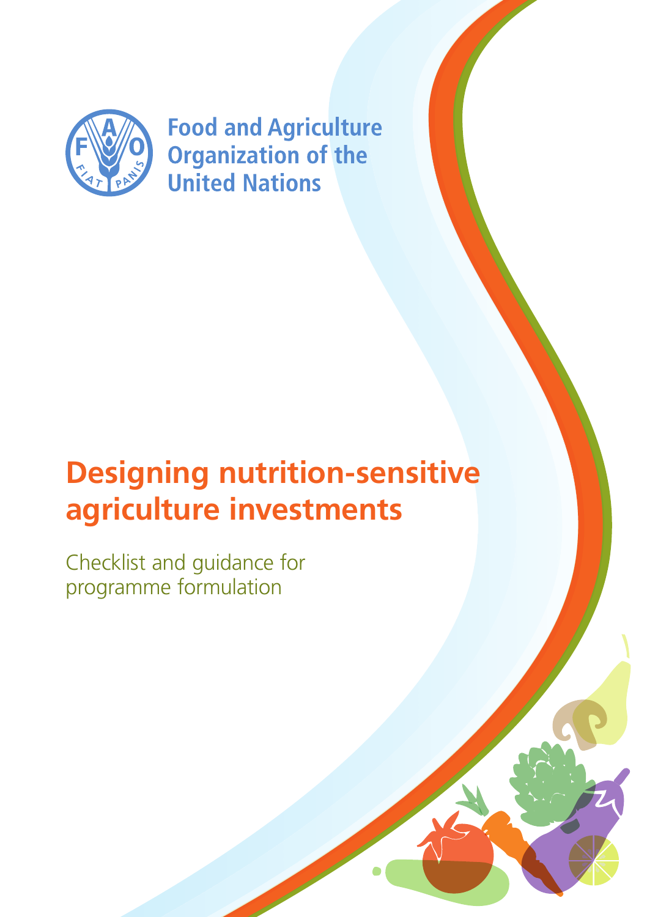Food and Agriculture Organization of the United Nations

# Designing nutrition-sensitive agriculture investments

Checklist and guidance for programme formulation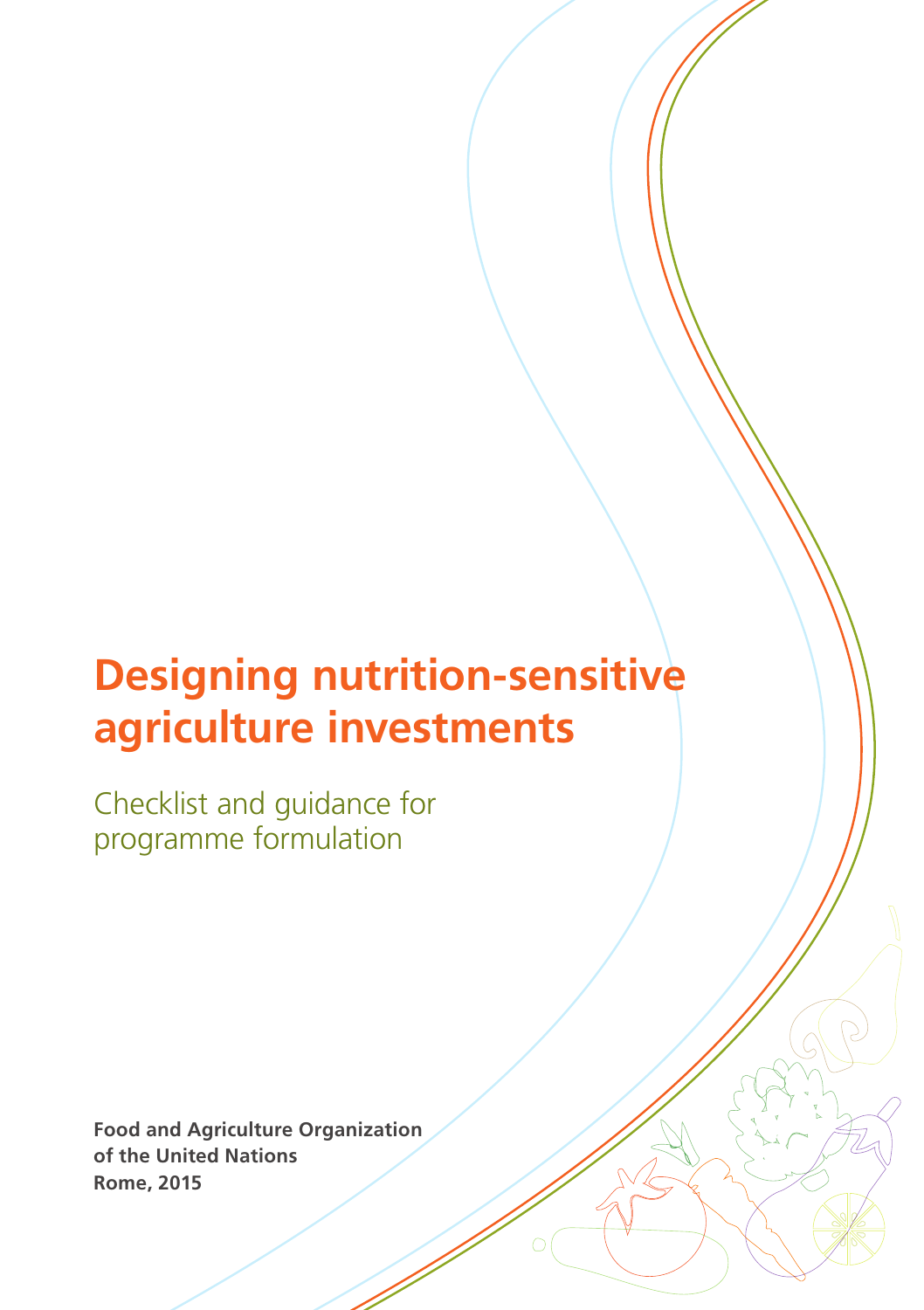# Designing nutrition-sensitive agriculture investments

Checklist and guidance for programme formulation

**Food and Agriculture Organization of the United Nations**
**Rome, 2015**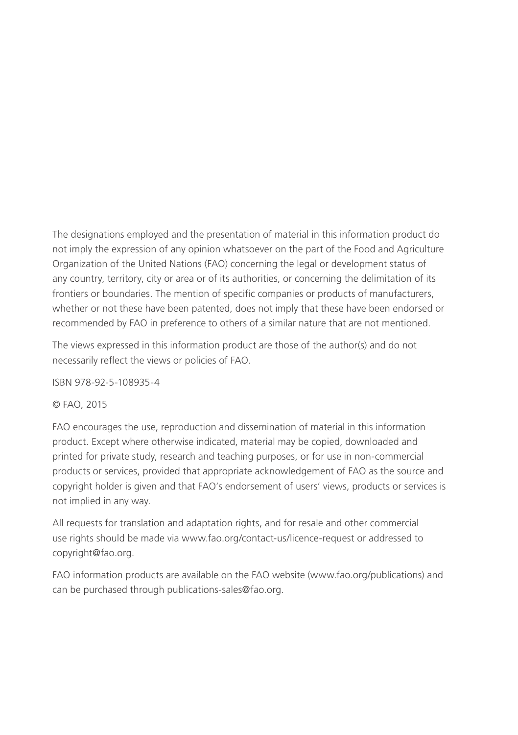The designations employed and the presentation of material in this information product do not imply the expression of any opinion whatsoever on the part of the Food and Agriculture Organization of the United Nations (FAO) concerning the legal or development status of any country, territory, city or area or of its authorities, or concerning the delimitation of its frontiers or boundaries. The mention of specific companies or products of manufacturers, whether or not these have been patented, does not imply that these have been endorsed or recommended by FAO in preference to others of a similar nature that are not mentioned.

The views expressed in this information product are those of the author(s) and do not necessarily reflect the views or policies of FAO.

ISBN 978-92-5-108935-4

© FAO, 2015

FAO encourages the use, reproduction and dissemination of material in this information product. Except where otherwise indicated, material may be copied, downloaded and printed for private study, research and teaching purposes, or for use in non-commercial products or services, provided that appropriate acknowledgement of FAO as the source and copyright holder is given and that FAO's endorsement of users' views, products or services is not implied in any way.

All requests for translation and adaptation rights, and for resale and other commercial use rights should be made via www.fao.org/contact-us/licence-request or addressed to copyright@fao.org.

FAO information products are available on the FAO website (www.fao.org/publications) and can be purchased through publications-sales@fao.org.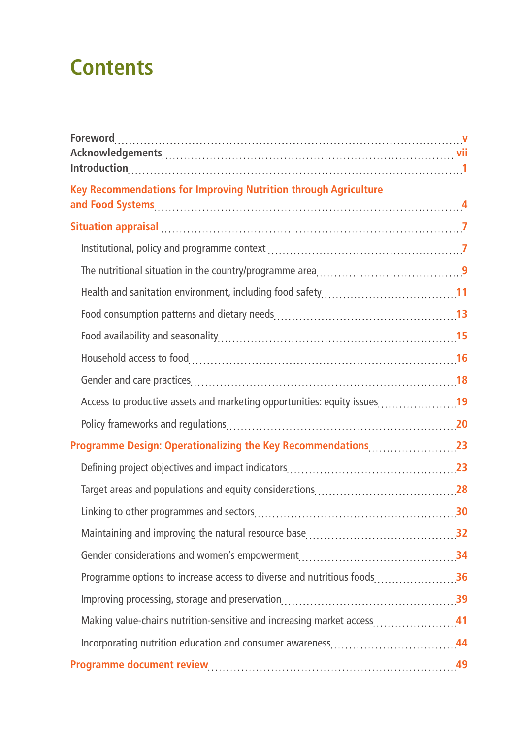# Contents

Foreword ..... v
Acknowledgements ..... vii
Introduction ..... 1

**Key Recommendations for Improving Nutrition through Agriculture and Food Systems** ..... 4

**Situation appraisal** ..... 7

- Institutional, policy and programme context ..... 7
- The nutritional situation in the country/programme area ..... 9
- Health and sanitation environment, including food safety ..... 11
- Food consumption patterns and dietary needs ..... 13
- Food availability and seasonality ..... 15
- Household access to food ..... 16
- Gender and care practices ..... 18
- Access to productive assets and marketing opportunities: equity issues ..... 19
- Policy frameworks and regulations ..... 20

**Programme Design: Operationalizing the Key Recommendations** ..... 23

- Defining project objectives and impact indicators ..... 23
- Target areas and populations and equity considerations ..... 28
- Linking to other programmes and sectors ..... 30
- Maintaining and improving the natural resource base ..... 32
- Gender considerations and women's empowerment ..... 34
- Programme options to increase access to diverse and nutritious foods ..... 36
- Improving processing, storage and preservation ..... 39
- Making value-chains nutrition-sensitive and increasing market access ..... 41
- Incorporating nutrition education and consumer awareness ..... 44

**Programme document review** ..... 49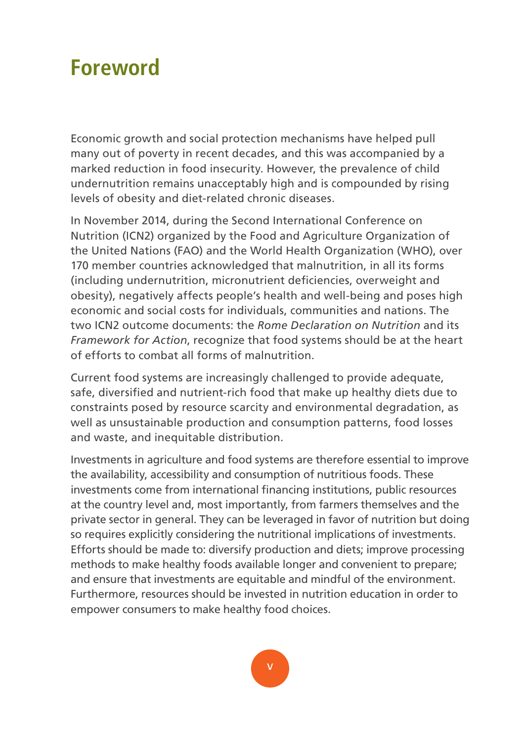# Foreword

Economic growth and social protection mechanisms have helped pull many out of poverty in recent decades, and this was accompanied by a marked reduction in food insecurity. However, the prevalence of child undernutrition remains unacceptably high and is compounded by rising levels of obesity and diet-related chronic diseases.

In November 2014, during the Second International Conference on Nutrition (ICN2) organized by the Food and Agriculture Organization of the United Nations (FAO) and the World Health Organization (WHO), over 170 member countries acknowledged that malnutrition, in all its forms (including undernutrition, micronutrient deficiencies, overweight and obesity), negatively affects people's health and well-being and poses high economic and social costs for individuals, communities and nations. The two ICN2 outcome documents: the *Rome Declaration on Nutrition* and its *Framework for Action*, recognize that food systems should be at the heart of efforts to combat all forms of malnutrition.

Current food systems are increasingly challenged to provide adequate, safe, diversified and nutrient-rich food that make up healthy diets due to constraints posed by resource scarcity and environmental degradation, as well as unsustainable production and consumption patterns, food losses and waste, and inequitable distribution.

Investments in agriculture and food systems are therefore essential to improve the availability, accessibility and consumption of nutritious foods. These investments come from international financing institutions, public resources at the country level and, most importantly, from farmers themselves and the private sector in general. They can be leveraged in favor of nutrition but doing so requires explicitly considering the nutritional implications of investments. Efforts should be made to: diversify production and diets; improve processing methods to make healthy foods available longer and convenient to prepare; and ensure that investments are equitable and mindful of the environment. Furthermore, resources should be invested in nutrition education in order to empower consumers to make healthy food choices.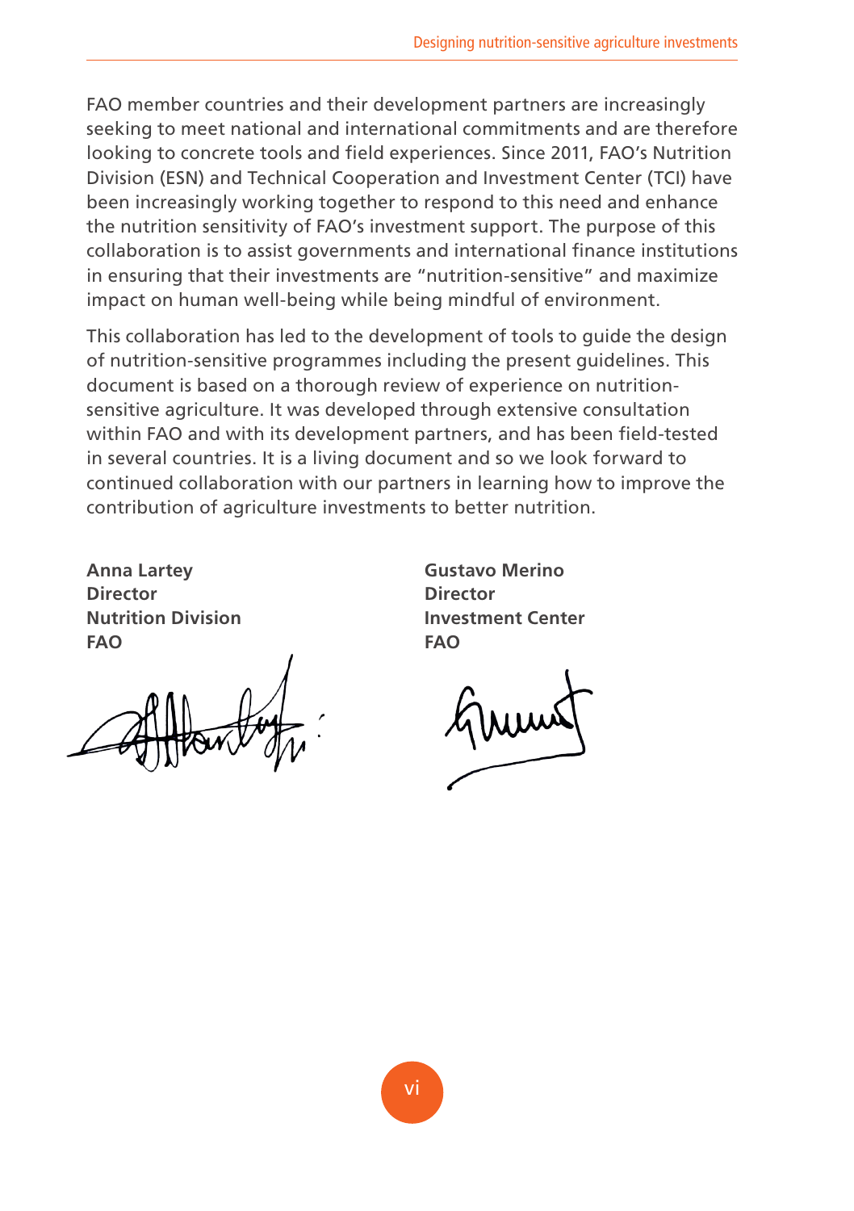FAO member countries and their development partners are increasingly seeking to meet national and international commitments and are therefore looking to concrete tools and field experiences. Since 2011, FAO's Nutrition Division (ESN) and Technical Cooperation and Investment Center (TCI) have been increasingly working together to respond to this need and enhance the nutrition sensitivity of FAO's investment support. The purpose of this collaboration is to assist governments and international finance institutions in ensuring that their investments are "nutrition-sensitive" and maximize impact on human well-being while being mindful of environment.

This collaboration has led to the development of tools to guide the design of nutrition-sensitive programmes including the present guidelines. This document is based on a thorough review of experience on nutrition-sensitive agriculture. It was developed through extensive consultation within FAO and with its development partners, and has been field-tested in several countries. It is a living document and so we look forward to continued collaboration with our partners in learning how to improve the contribution of agriculture investments to better nutrition.

**Anna Lartey**
**Director**
**Nutrition Division**
**FAO**

**Gustavo Merino**
**Director**
**Investment Center**
**FAO**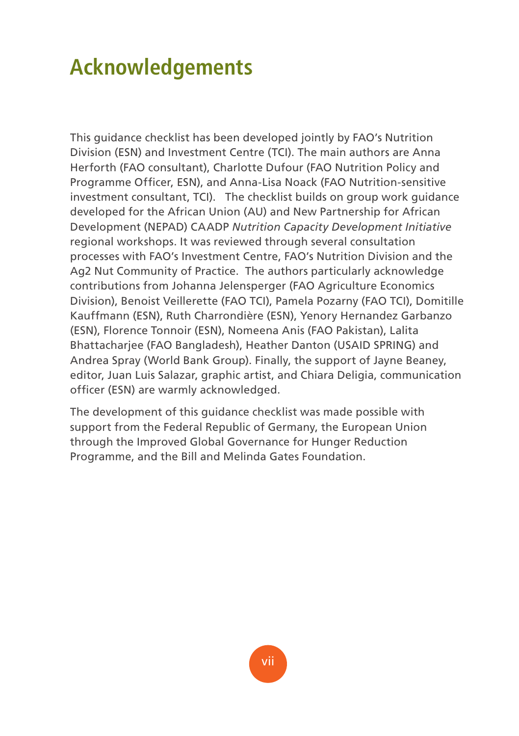# Acknowledgements

This guidance checklist has been developed jointly by FAO's Nutrition Division (ESN) and Investment Centre (TCI). The main authors are Anna Herforth (FAO consultant), Charlotte Dufour (FAO Nutrition Policy and Programme Officer, ESN), and Anna-Lisa Noack (FAO Nutrition-sensitive investment consultant, TCI). The checklist builds on group work guidance developed for the African Union (AU) and New Partnership for African Development (NEPAD) CAADP *Nutrition Capacity Development Initiative* regional workshops. It was reviewed through several consultation processes with FAO's Investment Centre, FAO's Nutrition Division and the Ag2 Nut Community of Practice. The authors particularly acknowledge contributions from Johanna Jelensperger (FAO Agriculture Economics Division), Benoist Veillerette (FAO TCI), Pamela Pozarny (FAO TCI), Domitille Kauffmann (ESN), Ruth Charrondière (ESN), Yenory Hernandez Garbanzo (ESN), Florence Tonnoir (ESN), Nomeena Anis (FAO Pakistan), Lalita Bhattacharjee (FAO Bangladesh), Heather Danton (USAID SPRING) and Andrea Spray (World Bank Group). Finally, the support of Jayne Beaney, editor, Juan Luis Salazar, graphic artist, and Chiara Deligia, communication officer (ESN) are warmly acknowledged.

The development of this guidance checklist was made possible with support from the Federal Republic of Germany, the European Union through the Improved Global Governance for Hunger Reduction Programme, and the Bill and Melinda Gates Foundation.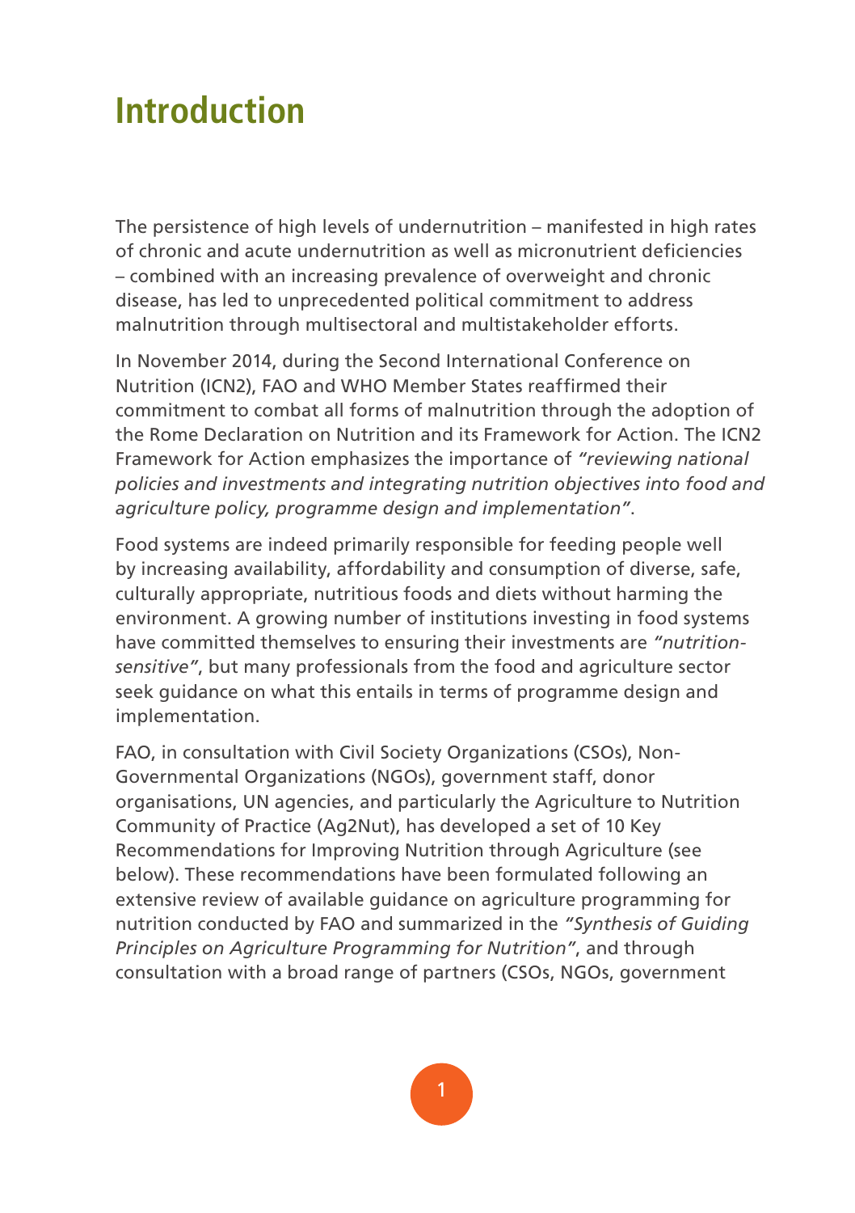# Introduction

The persistence of high levels of undernutrition – manifested in high rates of chronic and acute undernutrition as well as micronutrient deficiencies – combined with an increasing prevalence of overweight and chronic disease, has led to unprecedented political commitment to address malnutrition through multisectoral and multistakeholder efforts.

In November 2014, during the Second International Conference on Nutrition (ICN2), FAO and WHO Member States reaffirmed their commitment to combat all forms of malnutrition through the adoption of the Rome Declaration on Nutrition and its Framework for Action. The ICN2 Framework for Action emphasizes the importance of *"reviewing national policies and investments and integrating nutrition objectives into food and agriculture policy, programme design and implementation"*.

Food systems are indeed primarily responsible for feeding people well by increasing availability, affordability and consumption of diverse, safe, culturally appropriate, nutritious foods and diets without harming the environment. A growing number of institutions investing in food systems have committed themselves to ensuring their investments are *"nutrition-sensitive"*, but many professionals from the food and agriculture sector seek guidance on what this entails in terms of programme design and implementation.

FAO, in consultation with Civil Society Organizations (CSOs), Non-Governmental Organizations (NGOs), government staff, donor organisations, UN agencies, and particularly the Agriculture to Nutrition Community of Practice (Ag2Nut), has developed a set of 10 Key Recommendations for Improving Nutrition through Agriculture (see below). These recommendations have been formulated following an extensive review of available guidance on agriculture programming for nutrition conducted by FAO and summarized in the *"Synthesis of Guiding Principles on Agriculture Programming for Nutrition"*, and through consultation with a broad range of partners (CSOs, NGOs, government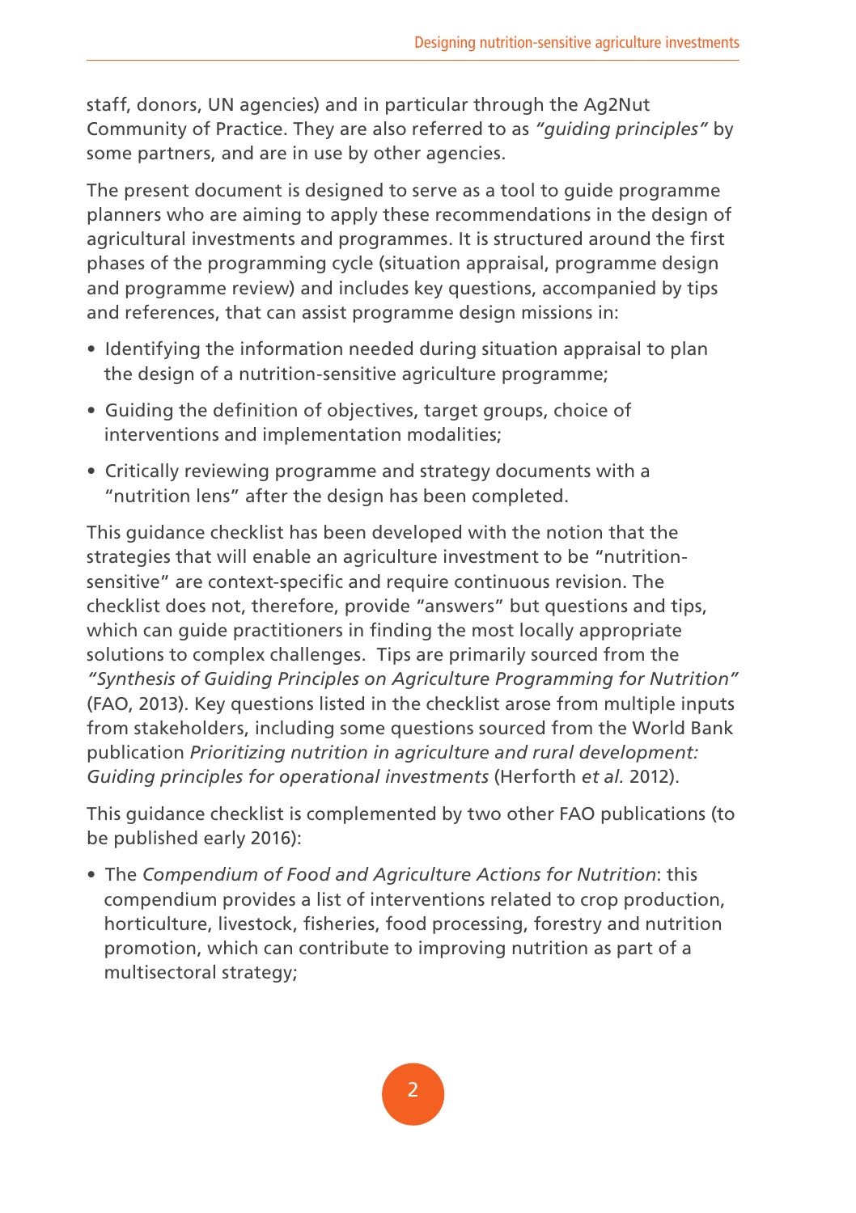staff, donors, UN agencies) and in particular through the Ag2Nut Community of Practice. They are also referred to as *"guiding principles"* by some partners, and are in use by other agencies.

The present document is designed to serve as a tool to guide programme planners who are aiming to apply these recommendations in the design of agricultural investments and programmes. It is structured around the first phases of the programming cycle (situation appraisal, programme design and programme review) and includes key questions, accompanied by tips and references, that can assist programme design missions in:

- Identifying the information needed during situation appraisal to plan the design of a nutrition-sensitive agriculture programme;
- Guiding the definition of objectives, target groups, choice of interventions and implementation modalities;
- Critically reviewing programme and strategy documents with a "nutrition lens" after the design has been completed.

This guidance checklist has been developed with the notion that the strategies that will enable an agriculture investment to be "nutrition-sensitive" are context-specific and require continuous revision. The checklist does not, therefore, provide "answers" but questions and tips, which can guide practitioners in finding the most locally appropriate solutions to complex challenges. Tips are primarily sourced from the *"Synthesis of Guiding Principles on Agriculture Programming for Nutrition"* (FAO, 2013). Key questions listed in the checklist arose from multiple inputs from stakeholders, including some questions sourced from the World Bank publication *Prioritizing nutrition in agriculture and rural development: Guiding principles for operational investments* (Herforth *et al.* 2012).

This guidance checklist is complemented by two other FAO publications (to be published early 2016):

- The *Compendium of Food and Agriculture Actions for Nutrition*: this compendium provides a list of interventions related to crop production, horticulture, livestock, fisheries, food processing, forestry and nutrition promotion, which can contribute to improving nutrition as part of a multisectoral strategy;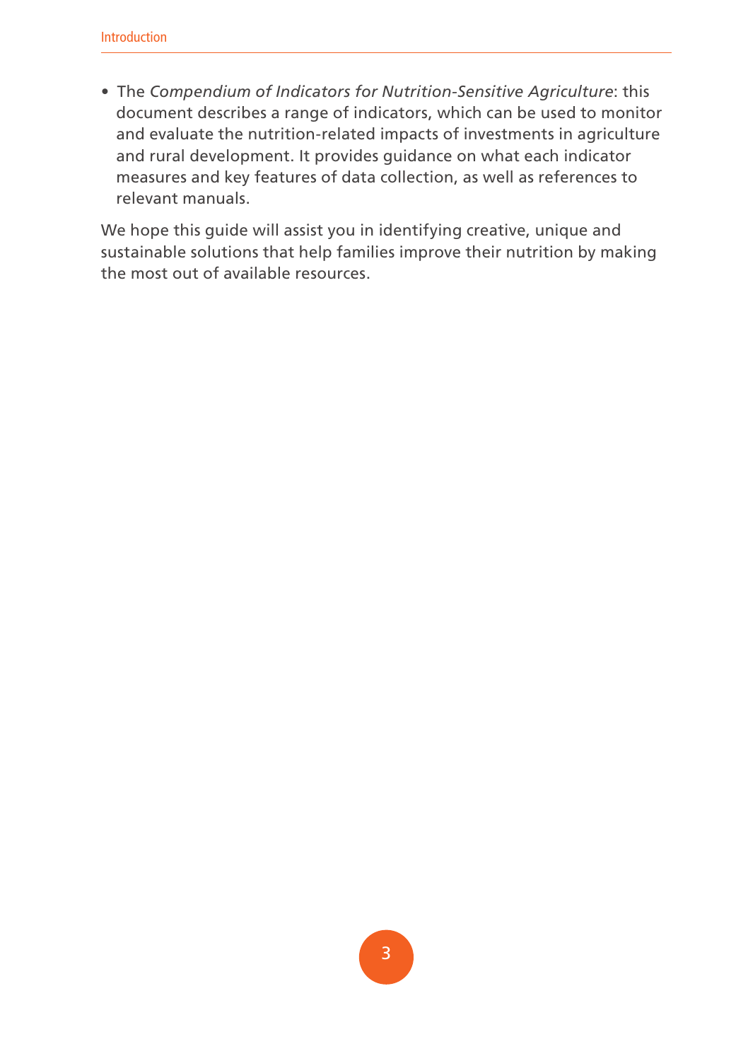- The *Compendium of Indicators for Nutrition-Sensitive Agriculture*: this document describes a range of indicators, which can be used to monitor and evaluate the nutrition-related impacts of investments in agriculture and rural development. It provides guidance on what each indicator measures and key features of data collection, as well as references to relevant manuals.

We hope this guide will assist you in identifying creative, unique and sustainable solutions that help families improve their nutrition by making the most out of available resources.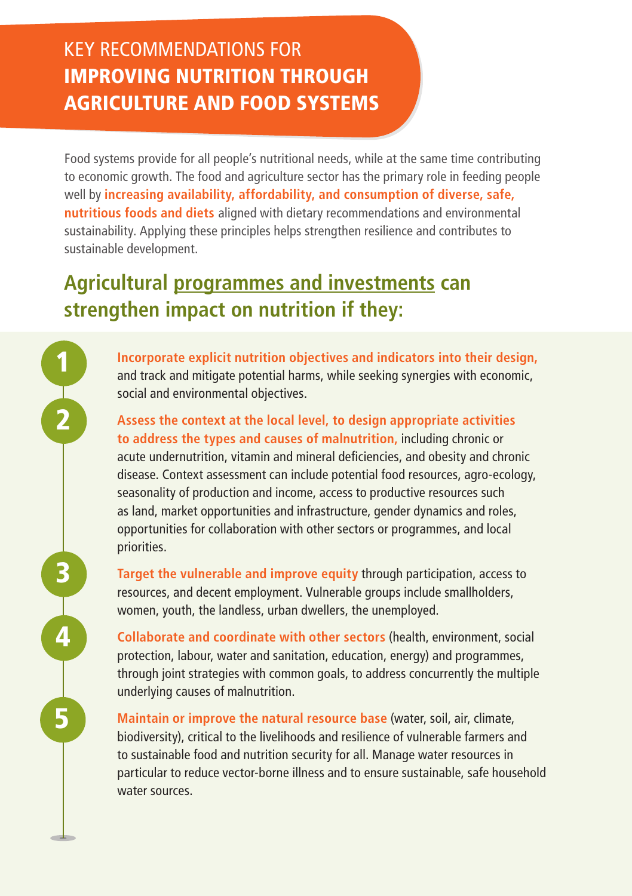# KEY RECOMMENDATIONS FOR **IMPROVING NUTRITION THROUGH AGRICULTURE AND FOOD SYSTEMS**

Food systems provide for all people's nutritional needs, while at the same time contributing to economic growth. The food and agriculture sector has the primary role in feeding people well by **increasing availability, affordability, and consumption of diverse, safe, nutritious foods and diets** aligned with dietary recommendations and environmental sustainability. Applying these principles helps strengthen resilience and contributes to sustainable development.

## Agricultural programmes and investments can strengthen impact on nutrition if they:

1. **Incorporate explicit nutrition objectives and indicators into their design,** and track and mitigate potential harms, while seeking synergies with economic, social and environmental objectives.

2. **Assess the context at the local level, to design appropriate activities to address the types and causes of malnutrition,** including chronic or acute undernutrition, vitamin and mineral deficiencies, and obesity and chronic disease. Context assessment can include potential food resources, agro-ecology, seasonality of production and income, access to productive resources such as land, market opportunities and infrastructure, gender dynamics and roles, opportunities for collaboration with other sectors or programmes, and local priorities.

3. **Target the vulnerable and improve equity** through participation, access to resources, and decent employment. Vulnerable groups include smallholders, women, youth, the landless, urban dwellers, the unemployed.

4. **Collaborate and coordinate with other sectors** (health, environment, social protection, labour, water and sanitation, education, energy) and programmes, through joint strategies with common goals, to address concurrently the multiple underlying causes of malnutrition.

5. **Maintain or improve the natural resource base** (water, soil, air, climate, biodiversity), critical to the livelihoods and resilience of vulnerable farmers and to sustainable food and nutrition security for all. Manage water resources in particular to reduce vector-borne illness and to ensure sustainable, safe household water sources.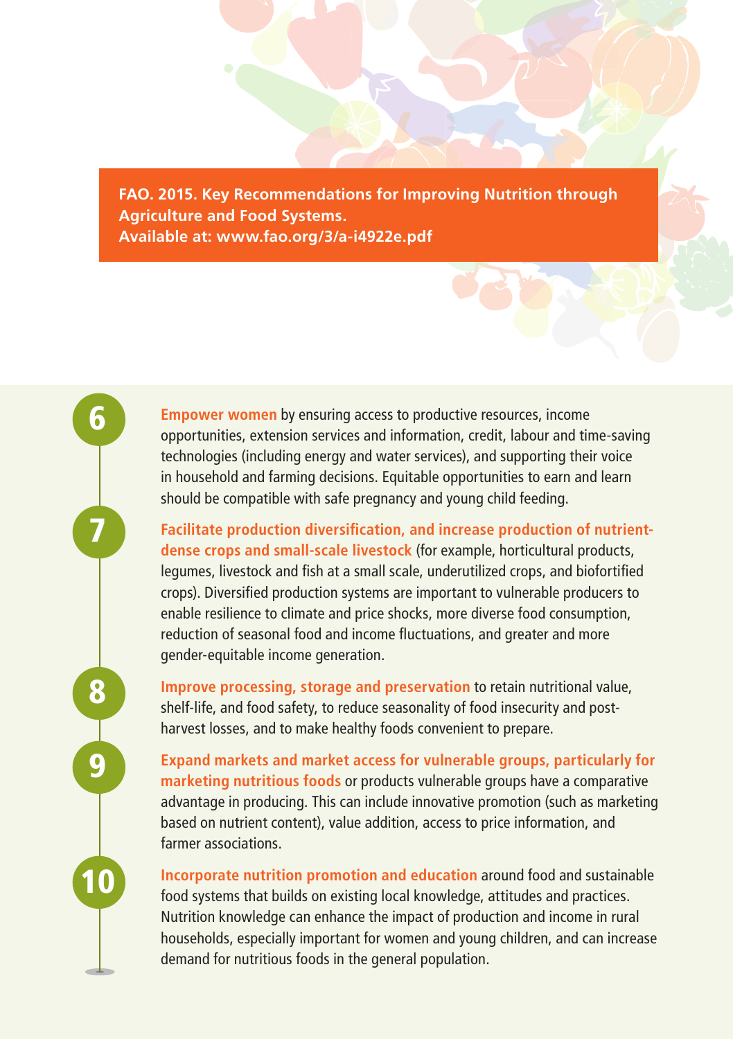**FAO. 2015. Key Recommendations for Improving Nutrition through Agriculture and Food Systems. Available at: www.fao.org/3/a-i4922e.pdf**

6. **Empower women** by ensuring access to productive resources, income opportunities, extension services and information, credit, labour and time-saving technologies (including energy and water services), and supporting their voice in household and farming decisions. Equitable opportunities to earn and learn should be compatible with safe pregnancy and young child feeding.

7. **Facilitate production diversification, and increase production of nutrient-dense crops and small-scale livestock** (for example, horticultural products, legumes, livestock and fish at a small scale, underutilized crops, and biofortified crops). Diversified production systems are important to vulnerable producers to enable resilience to climate and price shocks, more diverse food consumption, reduction of seasonal food and income fluctuations, and greater and more gender-equitable income generation.

8. **Improve processing, storage and preservation** to retain nutritional value, shelf-life, and food safety, to reduce seasonality of food insecurity and post-harvest losses, and to make healthy foods convenient to prepare.

9. **Expand markets and market access for vulnerable groups, particularly for marketing nutritious foods** or products vulnerable groups have a comparative advantage in producing. This can include innovative promotion (such as marketing based on nutrient content), value addition, access to price information, and farmer associations.

10. **Incorporate nutrition promotion and education** around food and sustainable food systems that builds on existing local knowledge, attitudes and practices. Nutrition knowledge can enhance the impact of production and income in rural households, especially important for women and young children, and can increase demand for nutritious foods in the general population.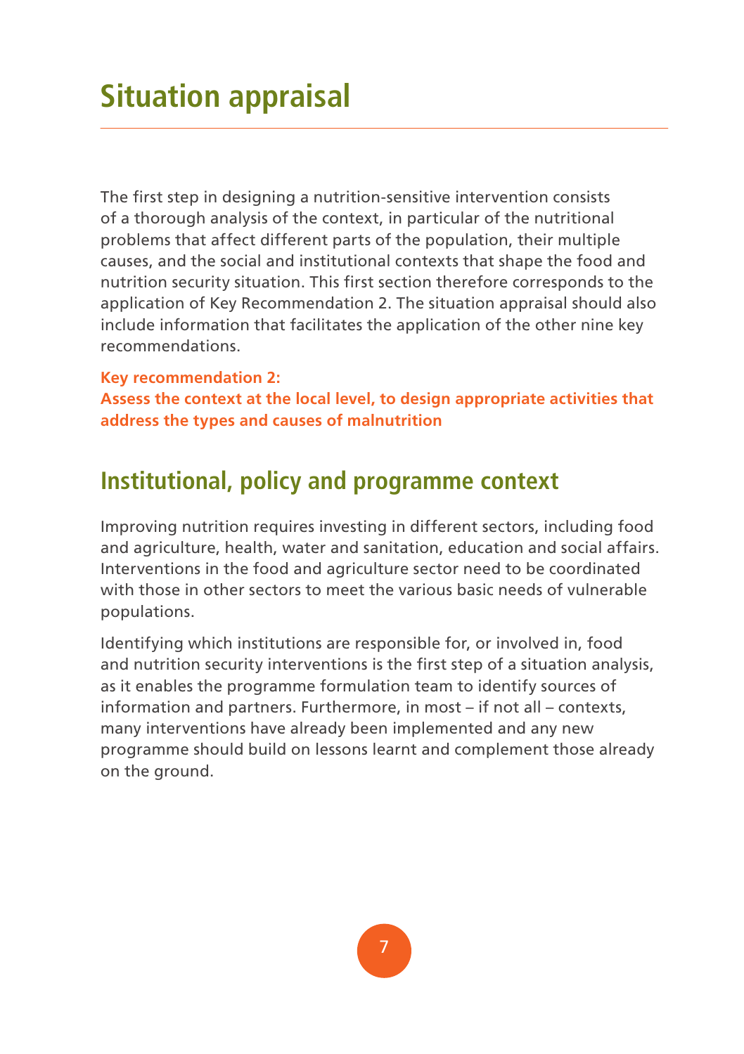# Situation appraisal

The first step in designing a nutrition-sensitive intervention consists of a thorough analysis of the context, in particular of the nutritional problems that affect different parts of the population, their multiple causes, and the social and institutional contexts that shape the food and nutrition security situation. This first section therefore corresponds to the application of Key Recommendation 2. The situation appraisal should also include information that facilitates the application of the other nine key recommendations.

**Key recommendation 2:**
**Assess the context at the local level, to design appropriate activities that address the types and causes of malnutrition**

## Institutional, policy and programme context

Improving nutrition requires investing in different sectors, including food and agriculture, health, water and sanitation, education and social affairs. Interventions in the food and agriculture sector need to be coordinated with those in other sectors to meet the various basic needs of vulnerable populations.

Identifying which institutions are responsible for, or involved in, food and nutrition security interventions is the first step of a situation analysis, as it enables the programme formulation team to identify sources of information and partners. Furthermore, in most – if not all – contexts, many interventions have already been implemented and any new programme should build on lessons learnt and complement those already on the ground.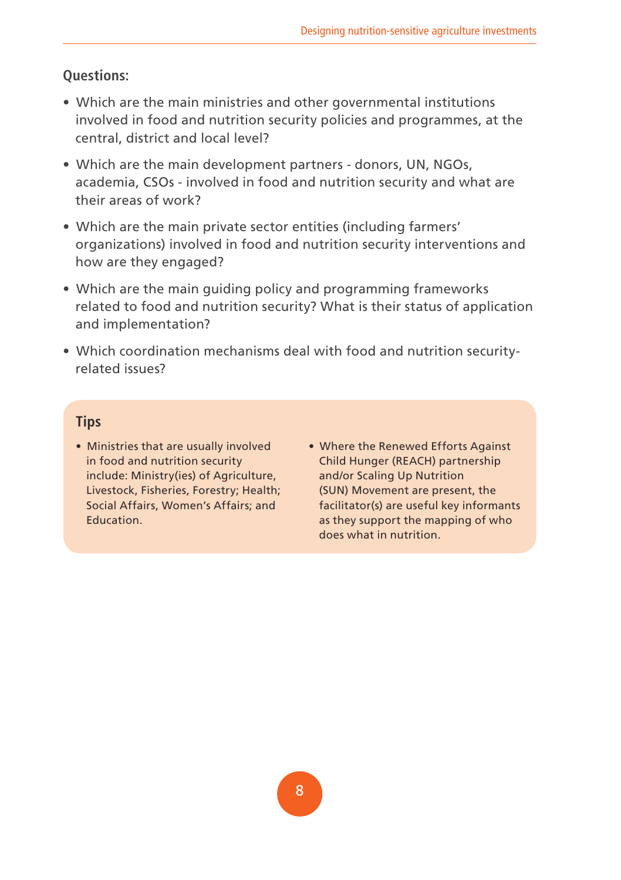**Questions:**

- Which are the main ministries and other governmental institutions involved in food and nutrition security policies and programmes, at the central, district and local level?
- Which are the main development partners - donors, UN, NGOs, academia, CSOs - involved in food and nutrition security and what are their areas of work?
- Which are the main private sector entities (including farmers' organizations) involved in food and nutrition security interventions and how are they engaged?
- Which are the main guiding policy and programming frameworks related to food and nutrition security? What is their status of application and implementation?
- Which coordination mechanisms deal with food and nutrition security-related issues?

### Tips

- Ministries that are usually involved in food and nutrition security include: Ministry(ies) of Agriculture, Livestock, Fisheries, Forestry; Health; Social Affairs, Women's Affairs; and Education.
- Where the Renewed Efforts Against Child Hunger (REACH) partnership and/or Scaling Up Nutrition (SUN) Movement are present, the facilitator(s) are useful key informants as they support the mapping of who does what in nutrition.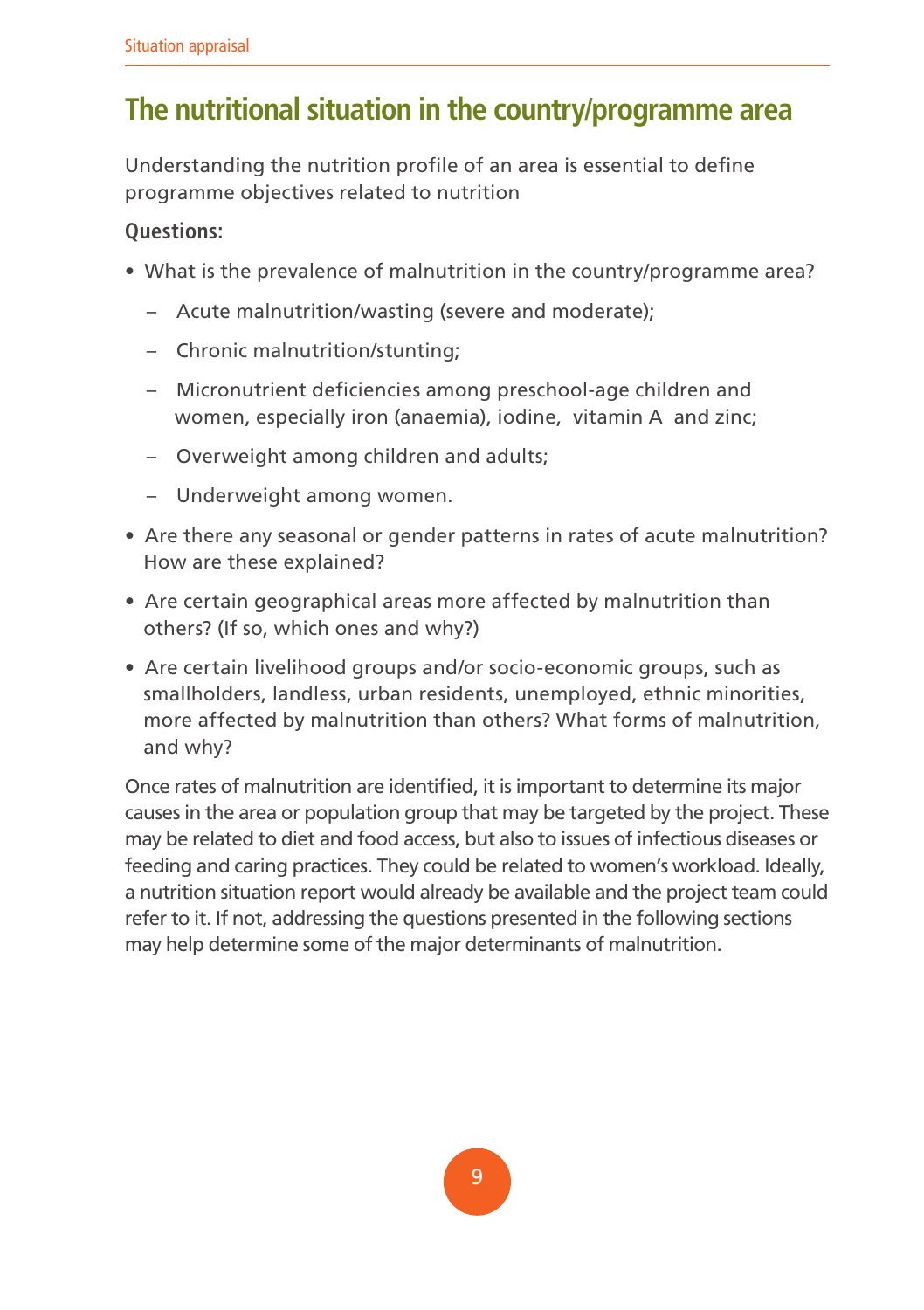## The nutritional situation in the country/programme area

Understanding the nutrition profile of an area is essential to define programme objectives related to nutrition

**Questions:**

- What is the prevalence of malnutrition in the country/programme area?
  - Acute malnutrition/wasting (severe and moderate);
  - Chronic malnutrition/stunting;
  - Micronutrient deficiencies among preschool-age children and women, especially iron (anaemia), iodine, vitamin A and zinc;
  - Overweight among children and adults;
  - Underweight among women.
- Are there any seasonal or gender patterns in rates of acute malnutrition? How are these explained?
- Are certain geographical areas more affected by malnutrition than others? (If so, which ones and why?)
- Are certain livelihood groups and/or socio-economic groups, such as smallholders, landless, urban residents, unemployed, ethnic minorities, more affected by malnutrition than others? What forms of malnutrition, and why?

Once rates of malnutrition are identified, it is important to determine its major causes in the area or population group that may be targeted by the project. These may be related to diet and food access, but also to issues of infectious diseases or feeding and caring practices. They could be related to women's workload. Ideally, a nutrition situation report would already be available and the project team could refer to it. If not, addressing the questions presented in the following sections may help determine some of the major determinants of malnutrition.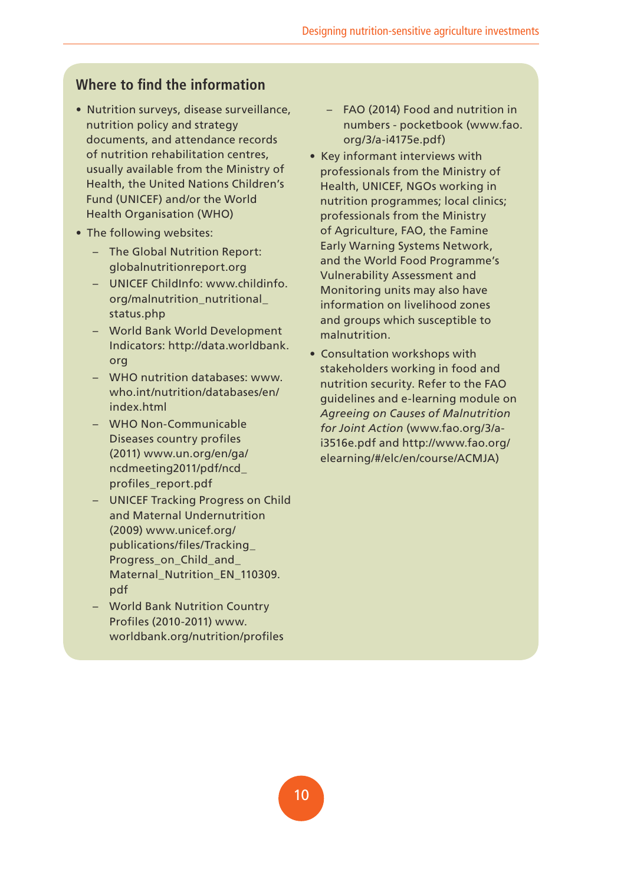## Where to find the information

- Nutrition surveys, disease surveillance, nutrition policy and strategy documents, and attendance records of nutrition rehabilitation centres, usually available from the Ministry of Health, the United Nations Children's Fund (UNICEF) and/or the World Health Organisation (WHO)
- The following websites:
  - The Global Nutrition Report: globalnutritionreport.org
  - UNICEF ChildInfo: www.childinfo.org/malnutrition_nutritional_status.php
  - World Bank World Development Indicators: http://data.worldbank.org
  - WHO nutrition databases: www.who.int/nutrition/databases/en/index.html
  - WHO Non-Communicable Diseases country profiles (2011) www.un.org/en/ga/ncdmeeting2011/pdf/ncd_profiles_report.pdf
  - UNICEF Tracking Progress on Child and Maternal Undernutrition (2009) www.unicef.org/publications/files/Tracking_Progress_on_Child_and_Maternal_Nutrition_EN_110309.pdf
  - World Bank Nutrition Country Profiles (2010-2011) www.worldbank.org/nutrition/profiles
  - FAO (2014) Food and nutrition in numbers - pocketbook (www.fao.org/3/a-i4175e.pdf)
- Key informant interviews with professionals from the Ministry of Health, UNICEF, NGOs working in nutrition programmes; local clinics; professionals from the Ministry of Agriculture, FAO, the Famine Early Warning Systems Network, and the World Food Programme's Vulnerability Assessment and Monitoring units may also have information on livelihood zones and groups which susceptible to malnutrition.
- Consultation workshops with stakeholders working in food and nutrition security. Refer to the FAO guidelines and e-learning module on *Agreeing on Causes of Malnutrition for Joint Action* (www.fao.org/3/a-i3516e.pdf and http://www.fao.org/elearning/#/elc/en/course/ACMJA)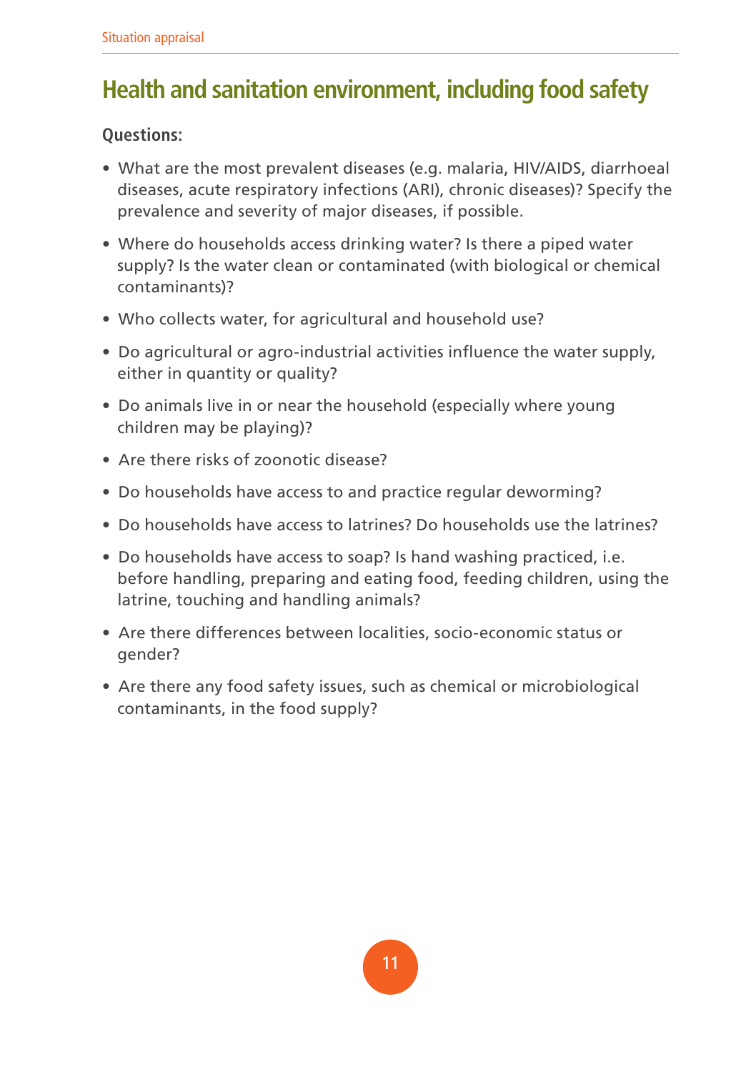## Health and sanitation environment, including food safety

**Questions:**

- What are the most prevalent diseases (e.g. malaria, HIV/AIDS, diarrhoeal diseases, acute respiratory infections (ARI), chronic diseases)? Specify the prevalence and severity of major diseases, if possible.
- Where do households access drinking water? Is there a piped water supply? Is the water clean or contaminated (with biological or chemical contaminants)?
- Who collects water, for agricultural and household use?
- Do agricultural or agro-industrial activities influence the water supply, either in quantity or quality?
- Do animals live in or near the household (especially where young children may be playing)?
- Are there risks of zoonotic disease?
- Do households have access to and practice regular deworming?
- Do households have access to latrines? Do households use the latrines?
- Do households have access to soap? Is hand washing practiced, i.e. before handling, preparing and eating food, feeding children, using the latrine, touching and handling animals?
- Are there differences between localities, socio-economic status or gender?
- Are there any food safety issues, such as chemical or microbiological contaminants, in the food supply?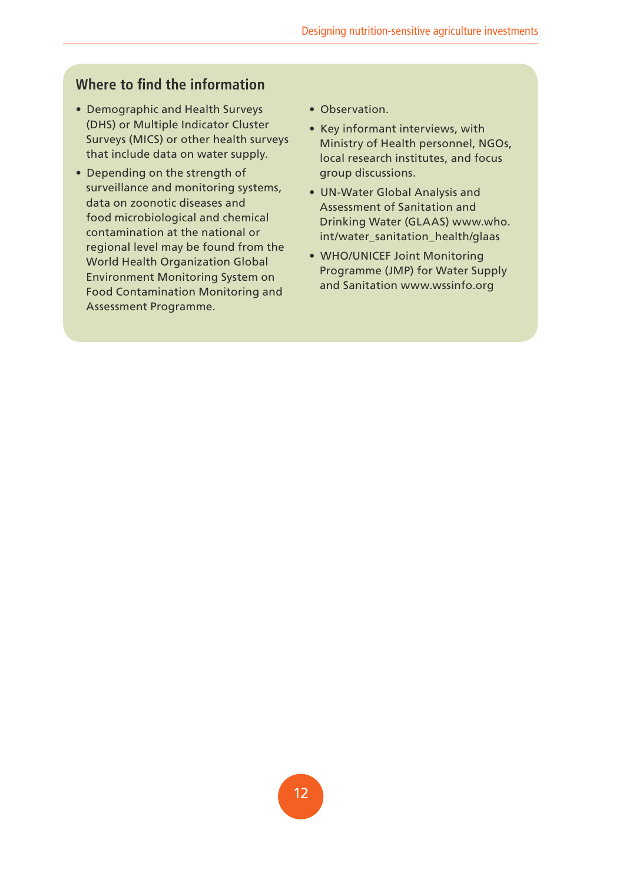## Where to find the information

- Demographic and Health Surveys (DHS) or Multiple Indicator Cluster Surveys (MICS) or other health surveys that include data on water supply.
- Depending on the strength of surveillance and monitoring systems, data on zoonotic diseases and food microbiological and chemical contamination at the national or regional level may be found from the World Health Organization Global Environment Monitoring System on Food Contamination Monitoring and Assessment Programme.
- Observation.
- Key informant interviews, with Ministry of Health personnel, NGOs, local research institutes, and focus group discussions.
- UN-Water Global Analysis and Assessment of Sanitation and Drinking Water (GLAAS) www.who.int/water_sanitation_health/glaas
- WHO/UNICEF Joint Monitoring Programme (JMP) for Water Supply and Sanitation www.wssinfo.org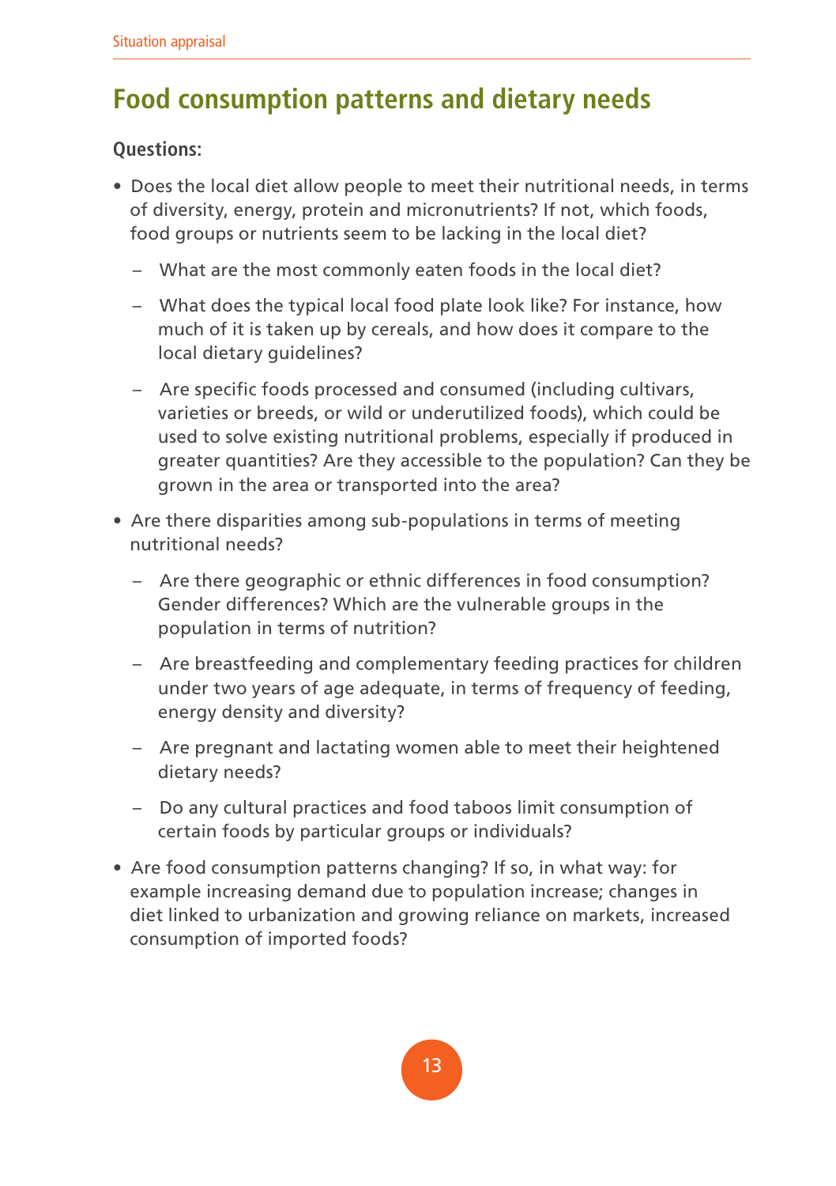## Food consumption patterns and dietary needs

**Questions:**

- Does the local diet allow people to meet their nutritional needs, in terms of diversity, energy, protein and micronutrients? If not, which foods, food groups or nutrients seem to be lacking in the local diet?
  - What are the most commonly eaten foods in the local diet?
  - What does the typical local food plate look like? For instance, how much of it is taken up by cereals, and how does it compare to the local dietary guidelines?
  - Are specific foods processed and consumed (including cultivars, varieties or breeds, or wild or underutilized foods), which could be used to solve existing nutritional problems, especially if produced in greater quantities? Are they accessible to the population? Can they be grown in the area or transported into the area?
- Are there disparities among sub-populations in terms of meeting nutritional needs?
  - Are there geographic or ethnic differences in food consumption? Gender differences? Which are the vulnerable groups in the population in terms of nutrition?
  - Are breastfeeding and complementary feeding practices for children under two years of age adequate, in terms of frequency of feeding, energy density and diversity?
  - Are pregnant and lactating women able to meet their heightened dietary needs?
  - Do any cultural practices and food taboos limit consumption of certain foods by particular groups or individuals?
- Are food consumption patterns changing? If so, in what way: for example increasing demand due to population increase; changes in diet linked to urbanization and growing reliance on markets, increased consumption of imported foods?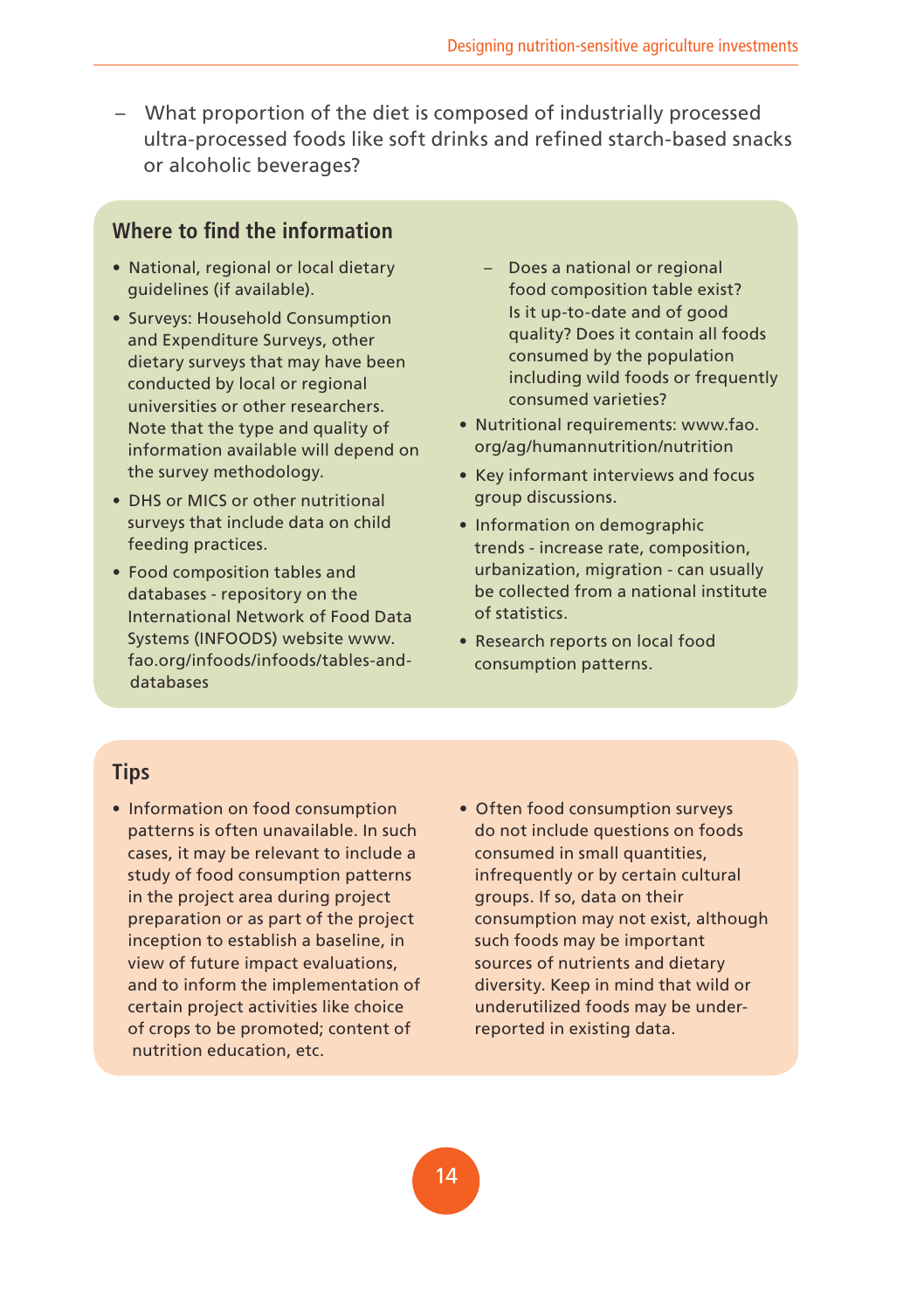– What proportion of the diet is composed of industrially processed ultra-processed foods like soft drinks and refined starch-based snacks or alcoholic beverages?

## Where to find the information

- National, regional or local dietary guidelines (if available).
- Surveys: Household Consumption and Expenditure Surveys, other dietary surveys that may have been conducted by local or regional universities or other researchers. Note that the type and quality of information available will depend on the survey methodology.
- DHS or MICS or other nutritional surveys that include data on child feeding practices.
- Food composition tables and databases - repository on the International Network of Food Data Systems (INFOODS) website www.fao.org/infoods/infoods/tables-and-databases
  - Does a national or regional food composition table exist? Is it up-to-date and of good quality? Does it contain all foods consumed by the population including wild foods or frequently consumed varieties?
- Nutritional requirements: www.fao.org/ag/humannutrition/nutrition
- Key informant interviews and focus group discussions.
- Information on demographic trends - increase rate, composition, urbanization, migration - can usually be collected from a national institute of statistics.
- Research reports on local food consumption patterns.

## Tips

- Information on food consumption patterns is often unavailable. In such cases, it may be relevant to include a study of food consumption patterns in the project area during project preparation or as part of the project inception to establish a baseline, in view of future impact evaluations, and to inform the implementation of certain project activities like choice of crops to be promoted; content of nutrition education, etc.
- Often food consumption surveys do not include questions on foods consumed in small quantities, infrequently or by certain cultural groups. If so, data on their consumption may not exist, although such foods may be important sources of nutrients and dietary diversity. Keep in mind that wild or underutilized foods may be under-reported in existing data.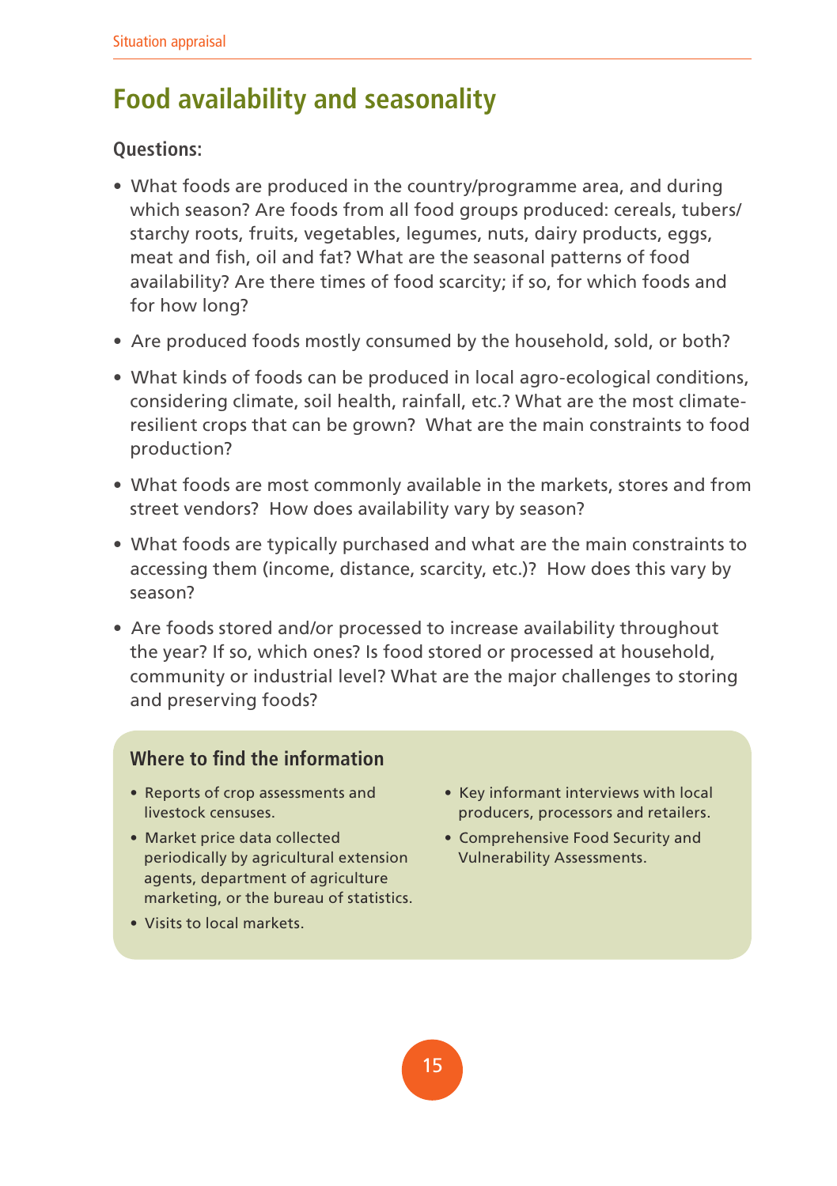## Food availability and seasonality

**Questions:**

- What foods are produced in the country/programme area, and during which season? Are foods from all food groups produced: cereals, tubers/starchy roots, fruits, vegetables, legumes, nuts, dairy products, eggs, meat and fish, oil and fat? What are the seasonal patterns of food availability? Are there times of food scarcity; if so, for which foods and for how long?
- Are produced foods mostly consumed by the household, sold, or both?
- What kinds of foods can be produced in local agro-ecological conditions, considering climate, soil health, rainfall, etc.? What are the most climate-resilient crops that can be grown? What are the main constraints to food production?
- What foods are most commonly available in the markets, stores and from street vendors? How does availability vary by season?
- What foods are typically purchased and what are the main constraints to accessing them (income, distance, scarcity, etc.)? How does this vary by season?
- Are foods stored and/or processed to increase availability throughout the year? If so, which ones? Is food stored or processed at household, community or industrial level? What are the major challenges to storing and preserving foods?

### Where to find the information

- Reports of crop assessments and livestock censuses.
- Market price data collected periodically by agricultural extension agents, department of agriculture marketing, or the bureau of statistics.
- Visits to local markets.
- Key informant interviews with local producers, processors and retailers.
- Comprehensive Food Security and Vulnerability Assessments.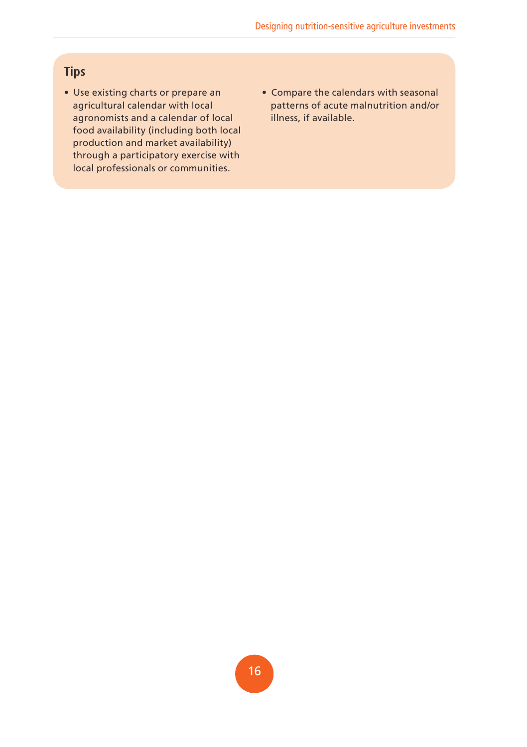## Tips

- Use existing charts or prepare an agricultural calendar with local agronomists and a calendar of local food availability (including both local production and market availability) through a participatory exercise with local professionals or communities.
- Compare the calendars with seasonal patterns of acute malnutrition and/or illness, if available.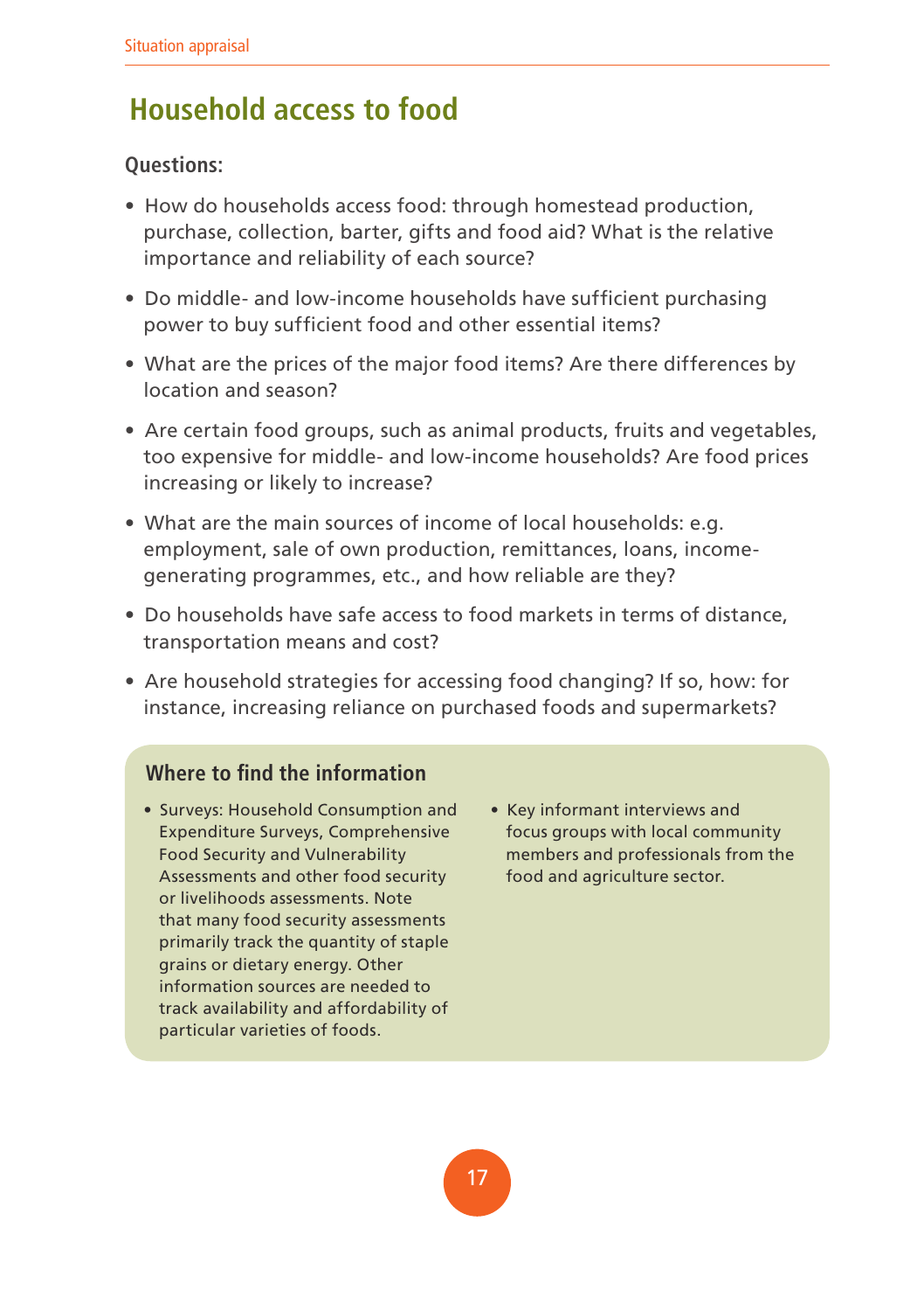## Household access to food

**Questions:**

- How do households access food: through homestead production, purchase, collection, barter, gifts and food aid? What is the relative importance and reliability of each source?
- Do middle- and low-income households have sufficient purchasing power to buy sufficient food and other essential items?
- What are the prices of the major food items? Are there differences by location and season?
- Are certain food groups, such as animal products, fruits and vegetables, too expensive for middle- and low-income households? Are food prices increasing or likely to increase?
- What are the main sources of income of local households: e.g. employment, sale of own production, remittances, loans, income-generating programmes, etc., and how reliable are they?
- Do households have safe access to food markets in terms of distance, transportation means and cost?
- Are household strategies for accessing food changing? If so, how: for instance, increasing reliance on purchased foods and supermarkets?

### Where to find the information

- Surveys: Household Consumption and Expenditure Surveys, Comprehensive Food Security and Vulnerability Assessments and other food security or livelihoods assessments. Note that many food security assessments primarily track the quantity of staple grains or dietary energy. Other information sources are needed to track availability and affordability of particular varieties of foods.
- Key informant interviews and focus groups with local community members and professionals from the food and agriculture sector.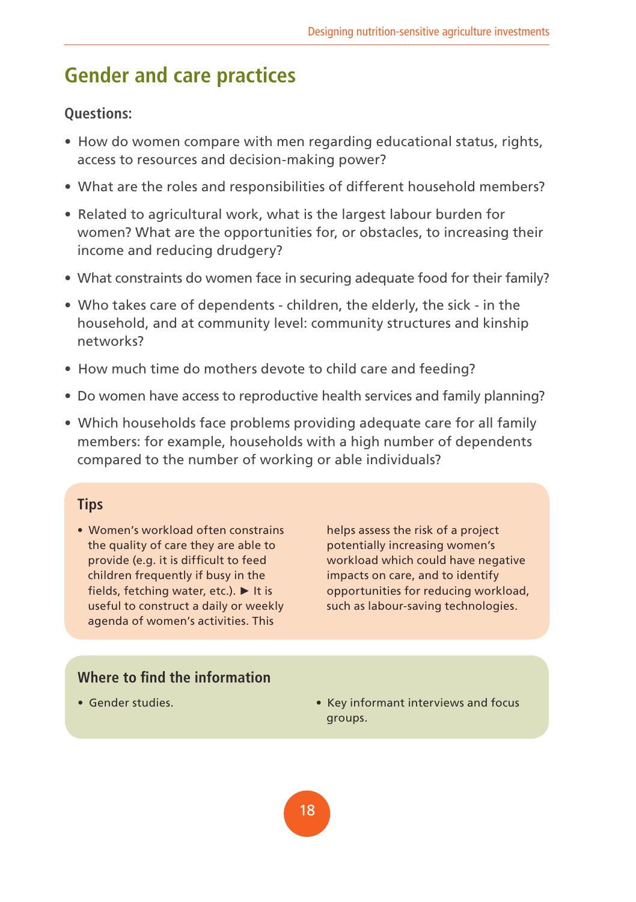## Gender and care practices

**Questions:**

- How do women compare with men regarding educational status, rights, access to resources and decision-making power?
- What are the roles and responsibilities of different household members?
- Related to agricultural work, what is the largest labour burden for women? What are the opportunities for, or obstacles, to increasing their income and reducing drudgery?
- What constraints do women face in securing adequate food for their family?
- Who takes care of dependents - children, the elderly, the sick - in the household, and at community level: community structures and kinship networks?
- How much time do mothers devote to child care and feeding?
- Do women have access to reproductive health services and family planning?
- Which households face problems providing adequate care for all family members: for example, households with a high number of dependents compared to the number of working or able individuals?

### Tips

- Women's workload often constrains the quality of care they are able to provide (e.g. it is difficult to feed children frequently if busy in the fields, fetching water, etc.). ► It is useful to construct a daily or weekly agenda of women's activities. This helps assess the risk of a project potentially increasing women's workload which could have negative impacts on care, and to identify opportunities for reducing workload, such as labour-saving technologies.

### Where to find the information

- Gender studies.
- Key informant interviews and focus groups.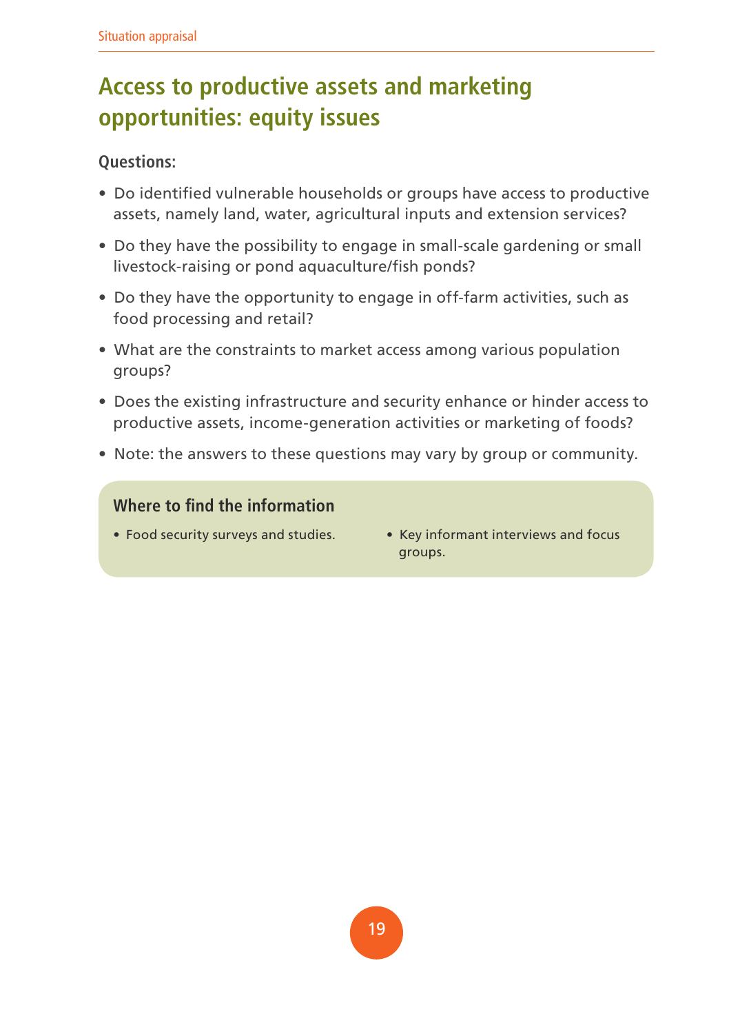## Access to productive assets and marketing opportunities: equity issues

**Questions:**

- Do identified vulnerable households or groups have access to productive assets, namely land, water, agricultural inputs and extension services?
- Do they have the possibility to engage in small-scale gardening or small livestock-raising or pond aquaculture/fish ponds?
- Do they have the opportunity to engage in off-farm activities, such as food processing and retail?
- What are the constraints to market access among various population groups?
- Does the existing infrastructure and security enhance or hinder access to productive assets, income-generation activities or marketing of foods?
- Note: the answers to these questions may vary by group or community.

### Where to find the information

- Food security surveys and studies.
- Key informant interviews and focus groups.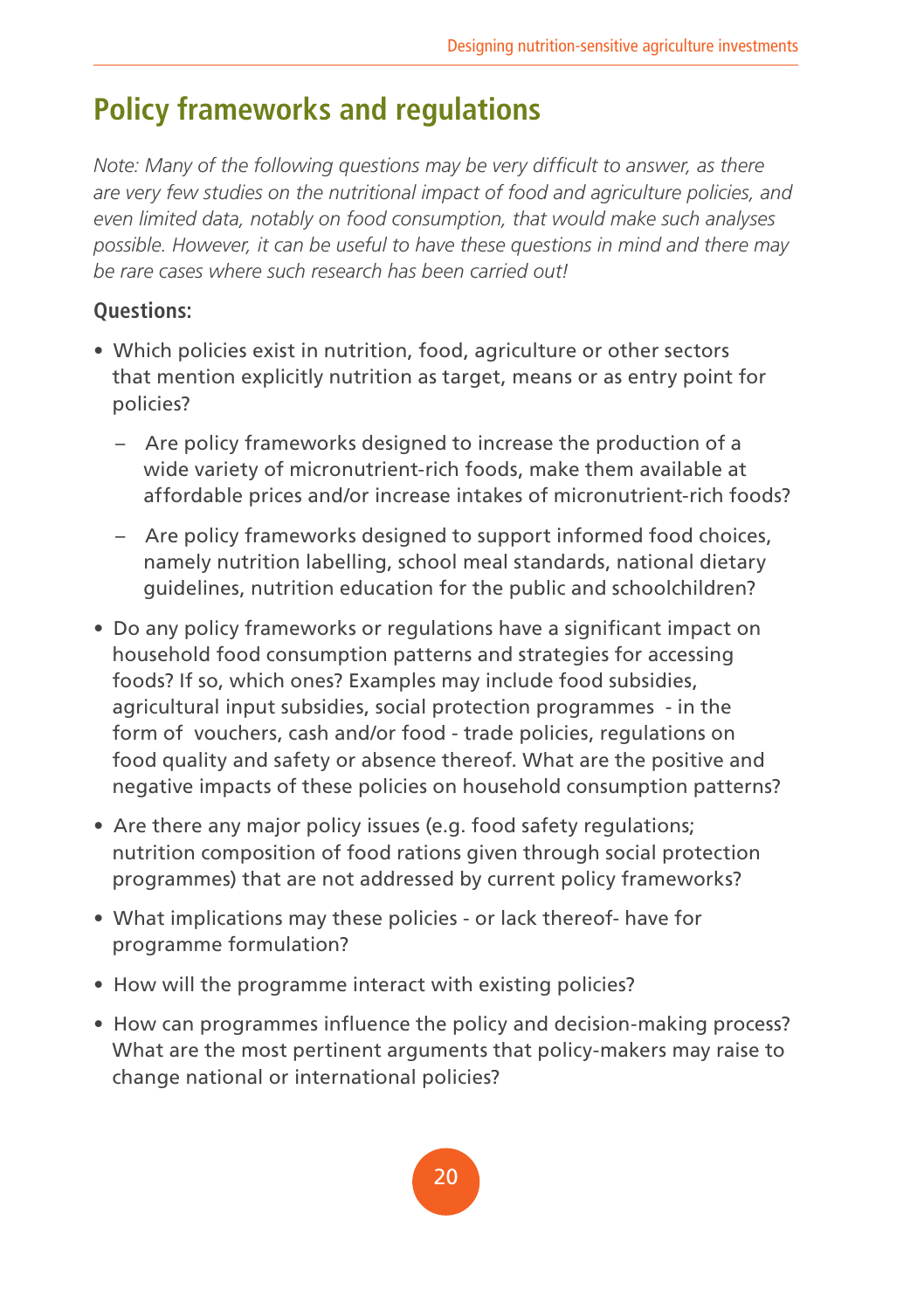## Policy frameworks and regulations

*Note: Many of the following questions may be very difficult to answer, as there are very few studies on the nutritional impact of food and agriculture policies, and even limited data, notably on food consumption, that would make such analyses possible. However, it can be useful to have these questions in mind and there may be rare cases where such research has been carried out!*

**Questions:**

- Which policies exist in nutrition, food, agriculture or other sectors that mention explicitly nutrition as target, means or as entry point for policies?
  - Are policy frameworks designed to increase the production of a wide variety of micronutrient-rich foods, make them available at affordable prices and/or increase intakes of micronutrient-rich foods?
  - Are policy frameworks designed to support informed food choices, namely nutrition labelling, school meal standards, national dietary guidelines, nutrition education for the public and schoolchildren?
- Do any policy frameworks or regulations have a significant impact on household food consumption patterns and strategies for accessing foods? If so, which ones? Examples may include food subsidies, agricultural input subsidies, social protection programmes - in the form of vouchers, cash and/or food - trade policies, regulations on food quality and safety or absence thereof. What are the positive and negative impacts of these policies on household consumption patterns?
- Are there any major policy issues (e.g. food safety regulations; nutrition composition of food rations given through social protection programmes) that are not addressed by current policy frameworks?
- What implications may these policies - or lack thereof- have for programme formulation?
- How will the programme interact with existing policies?
- How can programmes influence the policy and decision-making process? What are the most pertinent arguments that policy-makers may raise to change national or international policies?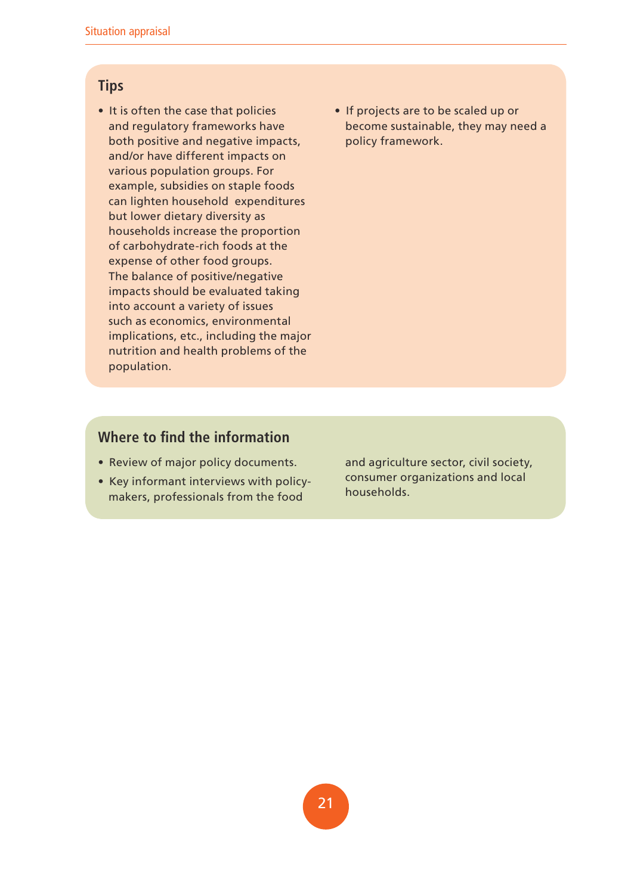## Tips

- It is often the case that policies and regulatory frameworks have both positive and negative impacts, and/or have different impacts on various population groups. For example, subsidies on staple foods can lighten household expenditures but lower dietary diversity as households increase the proportion of carbohydrate-rich foods at the expense of other food groups. The balance of positive/negative impacts should be evaluated taking into account a variety of issues such as economics, environmental implications, etc., including the major nutrition and health problems of the population.
- If projects are to be scaled up or become sustainable, they may need a policy framework.

## Where to find the information

- Review of major policy documents.
- Key informant interviews with policy-makers, professionals from the food and agriculture sector, civil society, consumer organizations and local households.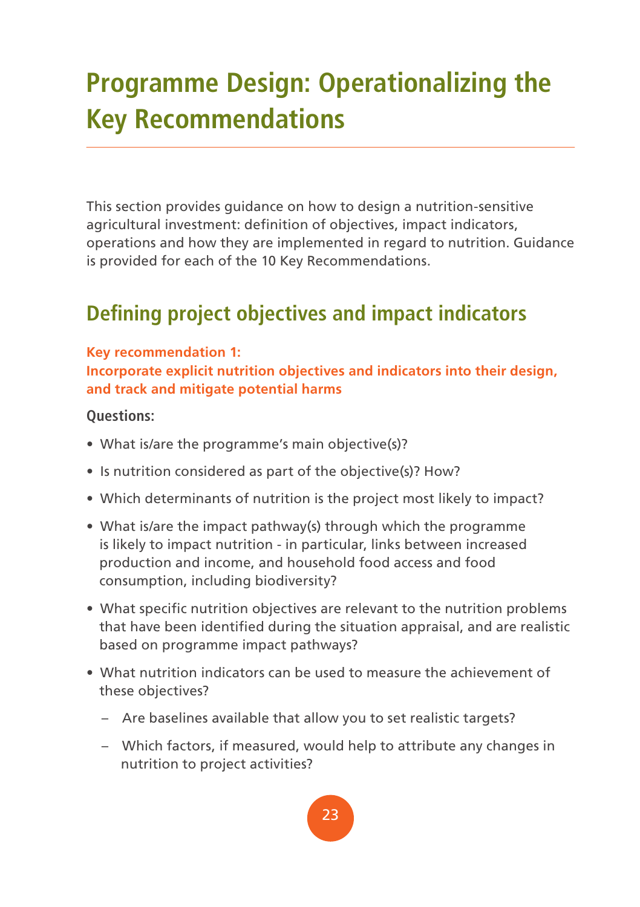# Programme Design: Operationalizing the Key Recommendations

This section provides guidance on how to design a nutrition-sensitive agricultural investment: definition of objectives, impact indicators, operations and how they are implemented in regard to nutrition. Guidance is provided for each of the 10 Key Recommendations.

## Defining project objectives and impact indicators

**Key recommendation 1:**
**Incorporate explicit nutrition objectives and indicators into their design, and track and mitigate potential harms**

**Questions:**

- What is/are the programme's main objective(s)?
- Is nutrition considered as part of the objective(s)? How?
- Which determinants of nutrition is the project most likely to impact?
- What is/are the impact pathway(s) through which the programme is likely to impact nutrition - in particular, links between increased production and income, and household food access and food consumption, including biodiversity?
- What specific nutrition objectives are relevant to the nutrition problems that have been identified during the situation appraisal, and are realistic based on programme impact pathways?
- What nutrition indicators can be used to measure the achievement of these objectives?
  - Are baselines available that allow you to set realistic targets?
  - Which factors, if measured, would help to attribute any changes in nutrition to project activities?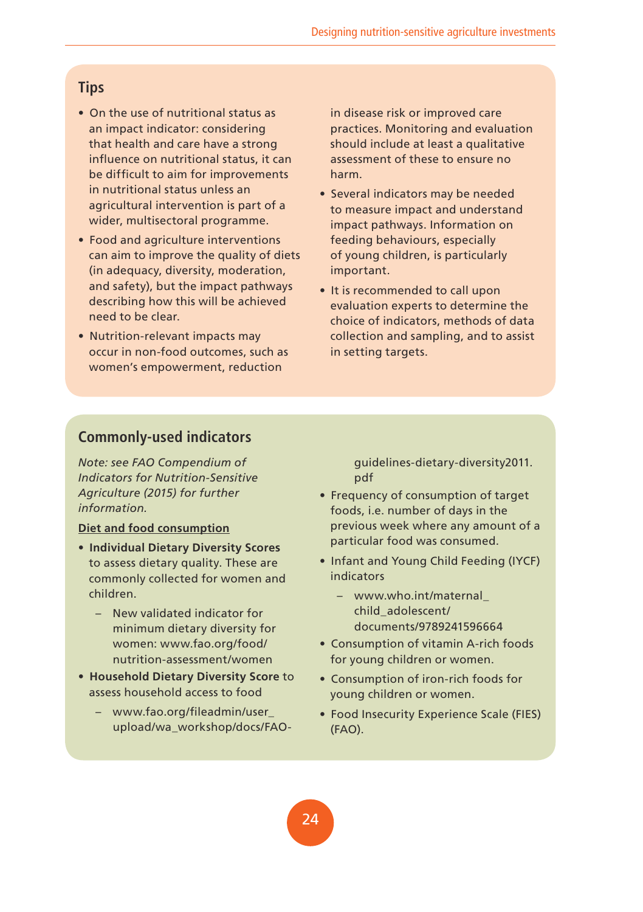## Tips

- On the use of nutritional status as an impact indicator: considering that health and care have a strong influence on nutritional status, it can be difficult to aim for improvements in nutritional status unless an agricultural intervention is part of a wider, multisectoral programme.
- Food and agriculture interventions can aim to improve the quality of diets (in adequacy, diversity, moderation, and safety), but the impact pathways describing how this will be achieved need to be clear.
- Nutrition-relevant impacts may occur in non-food outcomes, such as women's empowerment, reduction in disease risk or improved care practices. Monitoring and evaluation should include at least a qualitative assessment of these to ensure no harm.
- Several indicators may be needed to measure impact and understand impact pathways. Information on feeding behaviours, especially of young children, is particularly important.
- It is recommended to call upon evaluation experts to determine the choice of indicators, methods of data collection and sampling, and to assist in setting targets.

## Commonly-used indicators

*Note: see FAO Compendium of Indicators for Nutrition-Sensitive Agriculture (2015) for further information.*

**Diet and food consumption**

- **Individual Dietary Diversity Scores** to assess dietary quality. These are commonly collected for women and children.
  - New validated indicator for minimum dietary diversity for women: www.fao.org/food/nutrition-assessment/women
- **Household Dietary Diversity Score** to assess household access to food
  - www.fao.org/fileadmin/user_upload/wa_workshop/docs/FAO-guidelines-dietary-diversity2011.pdf
- Frequency of consumption of target foods, i.e. number of days in the previous week where any amount of a particular food was consumed.
- Infant and Young Child Feeding (IYCF) indicators
  - www.who.int/maternal_child_adolescent/documents/9789241596664
- Consumption of vitamin A-rich foods for young children or women.
- Consumption of iron-rich foods for young children or women.
- Food Insecurity Experience Scale (FIES) (FAO).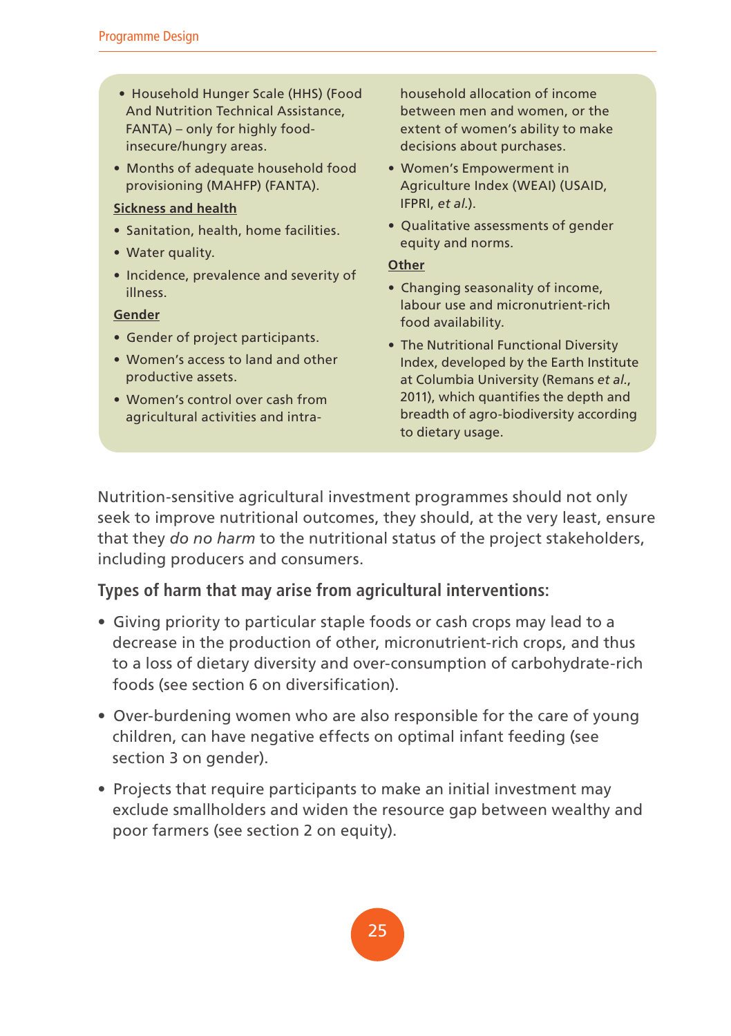- Household Hunger Scale (HHS) (Food And Nutrition Technical Assistance, FANTA) – only for highly food-insecure/hungry areas.
- Months of adequate household food provisioning (MAHFP) (FANTA).

**Sickness and health**

- Sanitation, health, home facilities.
- Water quality.
- Incidence, prevalence and severity of illness.

**Gender**

- Gender of project participants.
- Women's access to land and other productive assets.
- Women's control over cash from agricultural activities and intra-household allocation of income between men and women, or the extent of women's ability to make decisions about purchases.
- Women's Empowerment in Agriculture Index (WEAI) (USAID, IFPRI, *et al.*).
- Qualitative assessments of gender equity and norms.

**Other**

- Changing seasonality of income, labour use and micronutrient-rich food availability.
- The Nutritional Functional Diversity Index, developed by the Earth Institute at Columbia University (Remans *et al.*, 2011), which quantifies the depth and breadth of agro-biodiversity according to dietary usage.

Nutrition-sensitive agricultural investment programmes should not only seek to improve nutritional outcomes, they should, at the very least, ensure that they *do no harm* to the nutritional status of the project stakeholders, including producers and consumers.

### Types of harm that may arise from agricultural interventions:

- Giving priority to particular staple foods or cash crops may lead to a decrease in the production of other, micronutrient-rich crops, and thus to a loss of dietary diversity and over-consumption of carbohydrate-rich foods (see section 6 on diversification).
- Over-burdening women who are also responsible for the care of young children, can have negative effects on optimal infant feeding (see section 3 on gender).
- Projects that require participants to make an initial investment may exclude smallholders and widen the resource gap between wealthy and poor farmers (see section 2 on equity).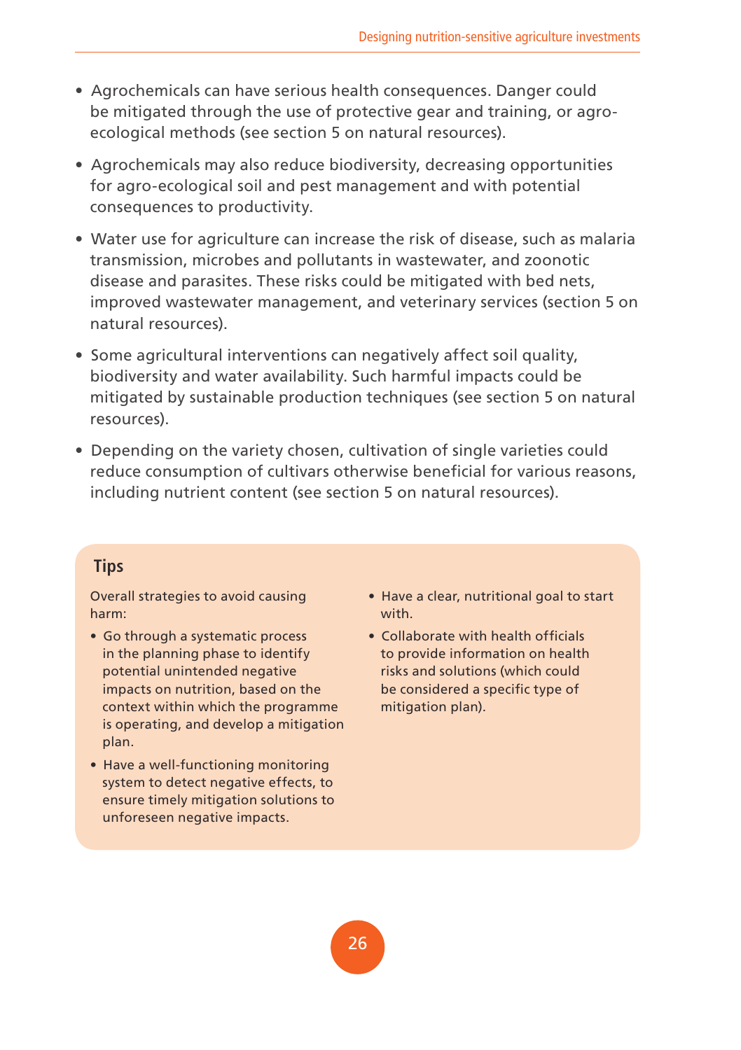- Agrochemicals can have serious health consequences. Danger could be mitigated through the use of protective gear and training, or agro-ecological methods (see section 5 on natural resources).
- Agrochemicals may also reduce biodiversity, decreasing opportunities for agro-ecological soil and pest management and with potential consequences to productivity.
- Water use for agriculture can increase the risk of disease, such as malaria transmission, microbes and pollutants in wastewater, and zoonotic disease and parasites. These risks could be mitigated with bed nets, improved wastewater management, and veterinary services (section 5 on natural resources).
- Some agricultural interventions can negatively affect soil quality, biodiversity and water availability. Such harmful impacts could be mitigated by sustainable production techniques (see section 5 on natural resources).
- Depending on the variety chosen, cultivation of single varieties could reduce consumption of cultivars otherwise beneficial for various reasons, including nutrient content (see section 5 on natural resources).

### Tips

Overall strategies to avoid causing harm:

- Go through a systematic process in the planning phase to identify potential unintended negative impacts on nutrition, based on the context within which the programme is operating, and develop a mitigation plan.
- Have a well-functioning monitoring system to detect negative effects, to ensure timely mitigation solutions to unforeseen negative impacts.
- Have a clear, nutritional goal to start with.
- Collaborate with health officials to provide information on health risks and solutions (which could be considered a specific type of mitigation plan).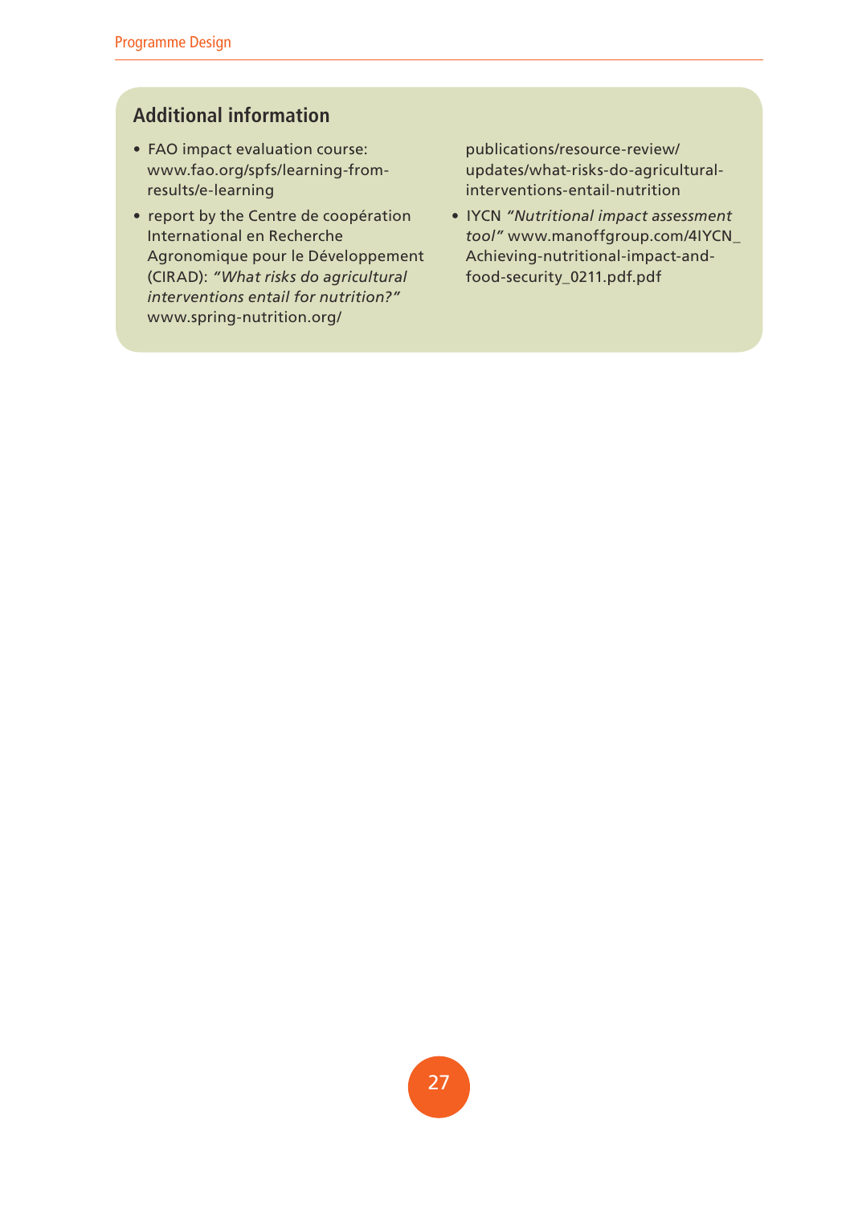## Additional information

- FAO impact evaluation course: www.fao.org/spfs/learning-from-results/e-learning
- report by the Centre de coopération International en Recherche Agronomique pour le Développement (CIRAD): *"What risks do agricultural interventions entail for nutrition?"* www.spring-nutrition.org/publications/resource-review/updates/what-risks-do-agricultural-interventions-entail-nutrition
- IYCN *"Nutritional impact assessment tool"* www.manoffgroup.com/4IYCN_Achieving-nutritional-impact-and-food-security_0211.pdf.pdf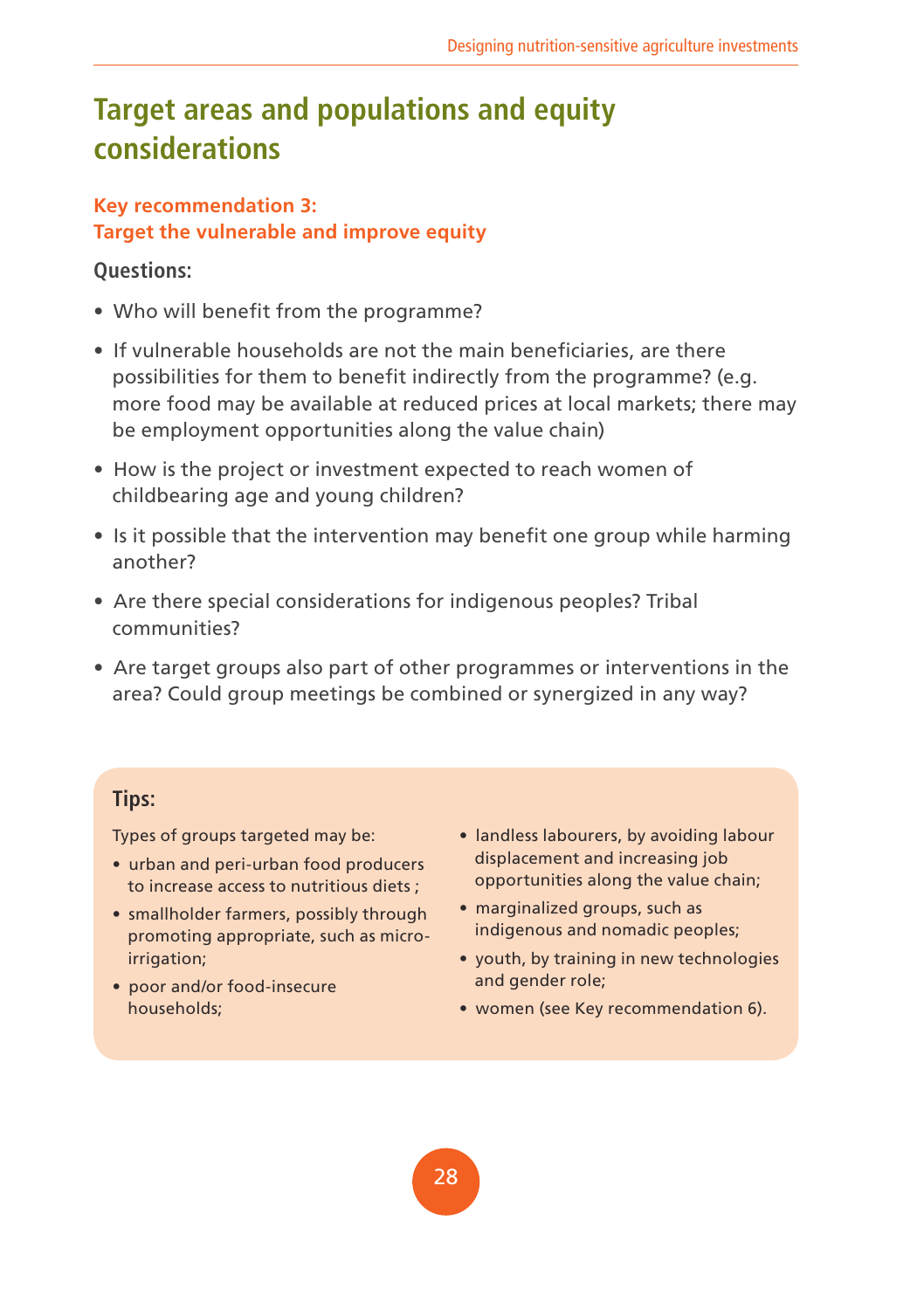# Target areas and populations and equity considerations

## Key recommendation 3: Target the vulnerable and improve equity

**Questions:**

- Who will benefit from the programme?
- If vulnerable households are not the main beneficiaries, are there possibilities for them to benefit indirectly from the programme? (e.g. more food may be available at reduced prices at local markets; there may be employment opportunities along the value chain)
- How is the project or investment expected to reach women of childbearing age and young children?
- Is it possible that the intervention may benefit one group while harming another?
- Are there special considerations for indigenous peoples? Tribal communities?
- Are target groups also part of other programmes or interventions in the area? Could group meetings be combined or synergized in any way?

**Tips:**

Types of groups targeted may be:

- urban and peri-urban food producers to increase access to nutritious diets ;
- smallholder farmers, possibly through promoting appropriate, such as micro-irrigation;
- poor and/or food-insecure households;
- landless labourers, by avoiding labour displacement and increasing job opportunities along the value chain;
- marginalized groups, such as indigenous and nomadic peoples;
- youth, by training in new technologies and gender role;
- women (see Key recommendation 6).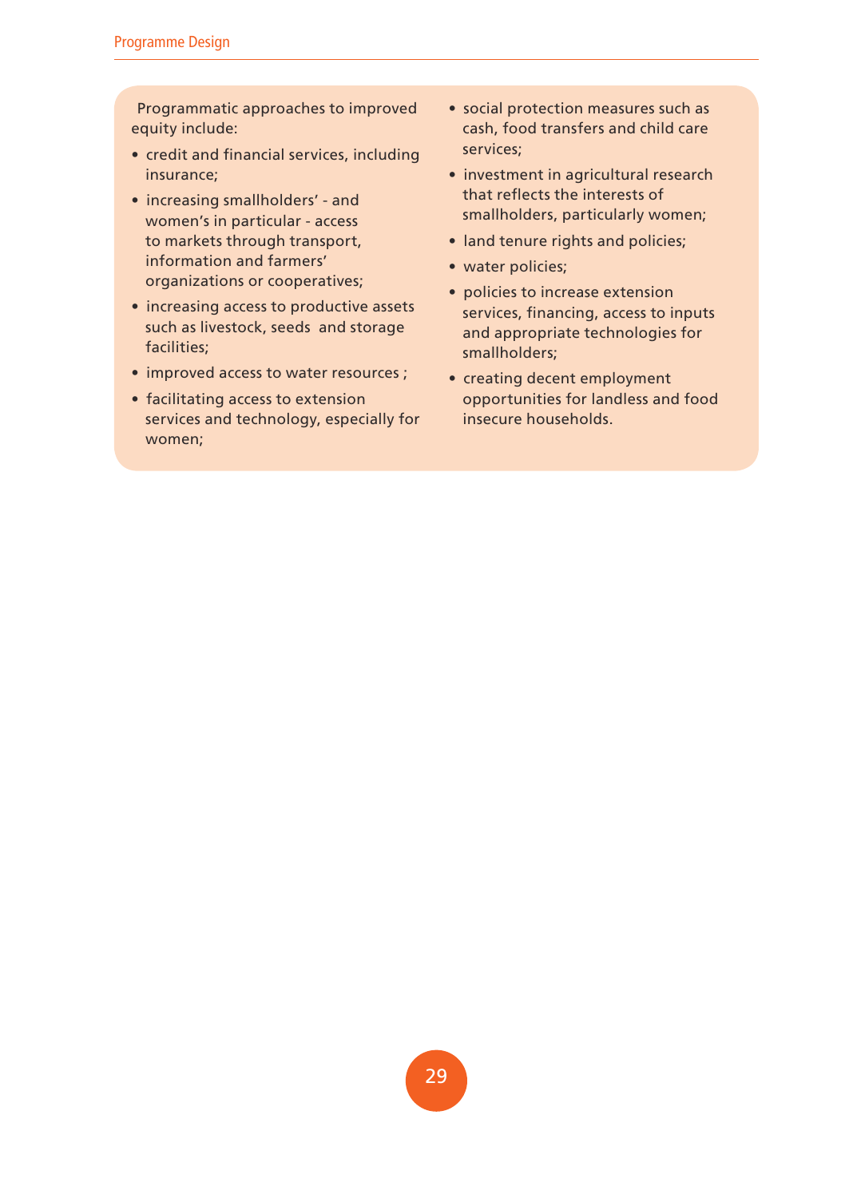Programmatic approaches to improved equity include:

- credit and financial services, including insurance;
- increasing smallholders' - and women's in particular - access to markets through transport, information and farmers' organizations or cooperatives;
- increasing access to productive assets such as livestock, seeds and storage facilities;
- improved access to water resources ;
- facilitating access to extension services and technology, especially for women;
- social protection measures such as cash, food transfers and child care services;
- investment in agricultural research that reflects the interests of smallholders, particularly women;
- land tenure rights and policies;
- water policies;
- policies to increase extension services, financing, access to inputs and appropriate technologies for smallholders;
- creating decent employment opportunities for landless and food insecure households.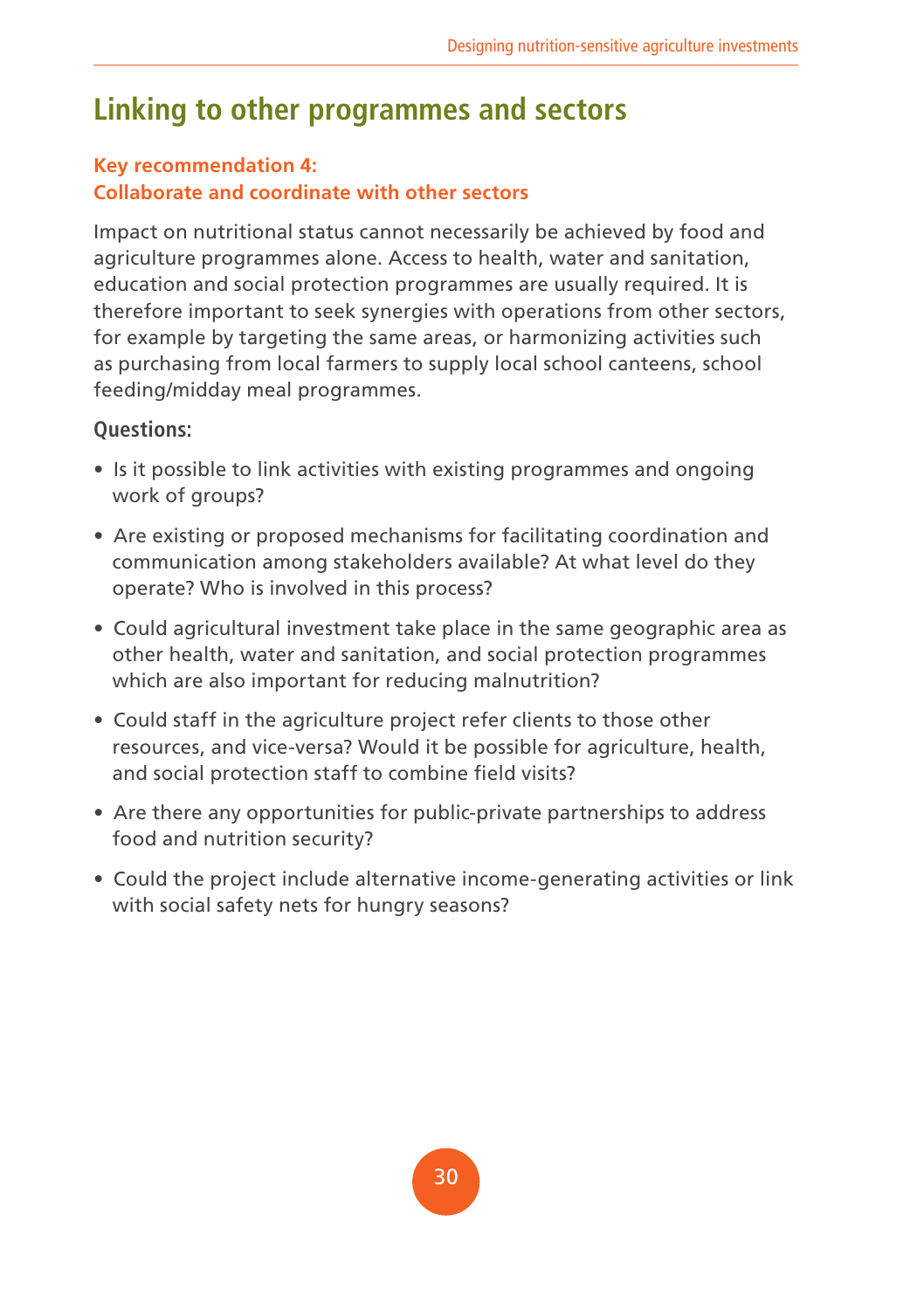## Linking to other programmes and sectors

### Key recommendation 4:
### Collaborate and coordinate with other sectors

Impact on nutritional status cannot necessarily be achieved by food and agriculture programmes alone. Access to health, water and sanitation, education and social protection programmes are usually required. It is therefore important to seek synergies with operations from other sectors, for example by targeting the same areas, or harmonizing activities such as purchasing from local farmers to supply local school canteens, school feeding/midday meal programmes.

**Questions:**

- Is it possible to link activities with existing programmes and ongoing work of groups?
- Are existing or proposed mechanisms for facilitating coordination and communication among stakeholders available? At what level do they operate? Who is involved in this process?
- Could agricultural investment take place in the same geographic area as other health, water and sanitation, and social protection programmes which are also important for reducing malnutrition?
- Could staff in the agriculture project refer clients to those other resources, and vice-versa? Would it be possible for agriculture, health, and social protection staff to combine field visits?
- Are there any opportunities for public-private partnerships to address food and nutrition security?
- Could the project include alternative income-generating activities or link with social safety nets for hungry seasons?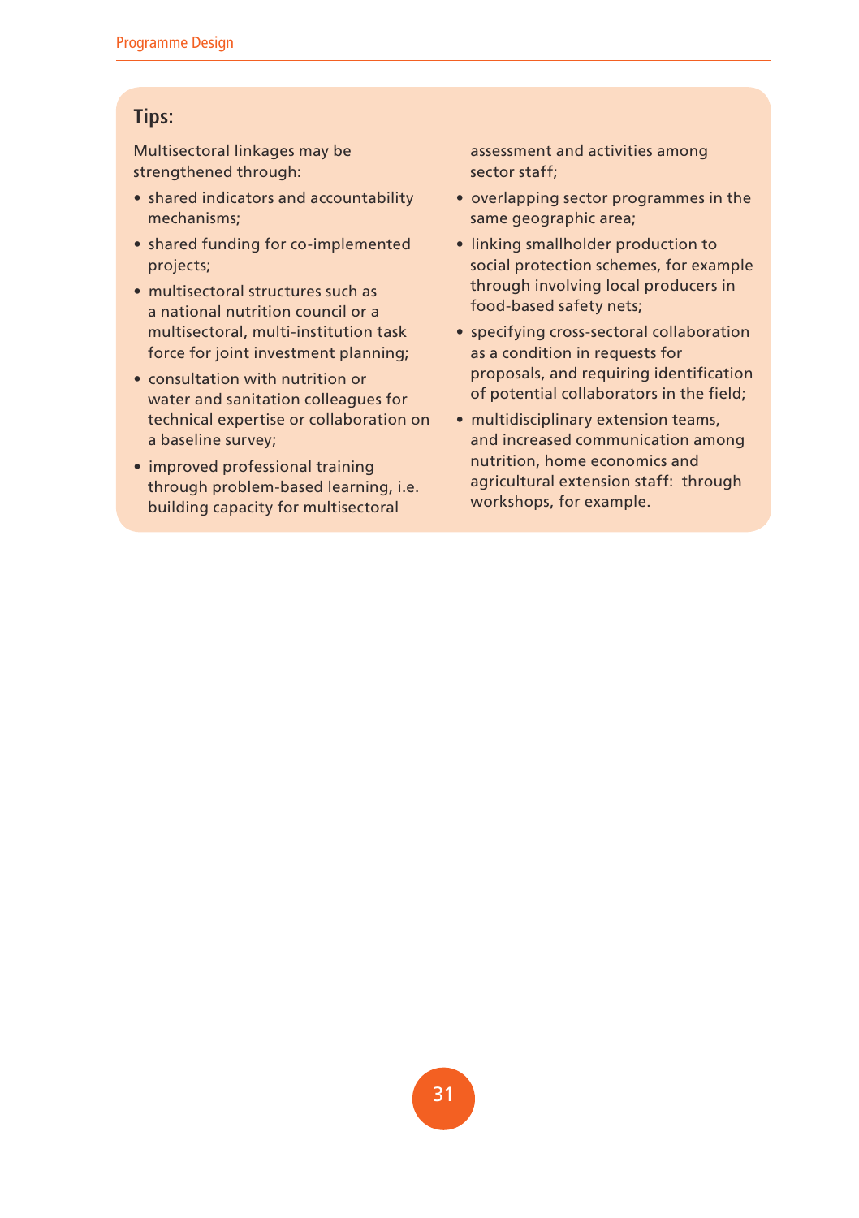### Tips:

Multisectoral linkages may be strengthened through:

- shared indicators and accountability mechanisms;
- shared funding for co-implemented projects;
- multisectoral structures such as a national nutrition council or a multisectoral, multi-institution task force for joint investment planning;
- consultation with nutrition or water and sanitation colleagues for technical expertise or collaboration on a baseline survey;
- improved professional training through problem-based learning, i.e. building capacity for multisectoral assessment and activities among sector staff;
- overlapping sector programmes in the same geographic area;
- linking smallholder production to social protection schemes, for example through involving local producers in food-based safety nets;
- specifying cross-sectoral collaboration as a condition in requests for proposals, and requiring identification of potential collaborators in the field;
- multidisciplinary extension teams, and increased communication among nutrition, home economics and agricultural extension staff: through workshops, for example.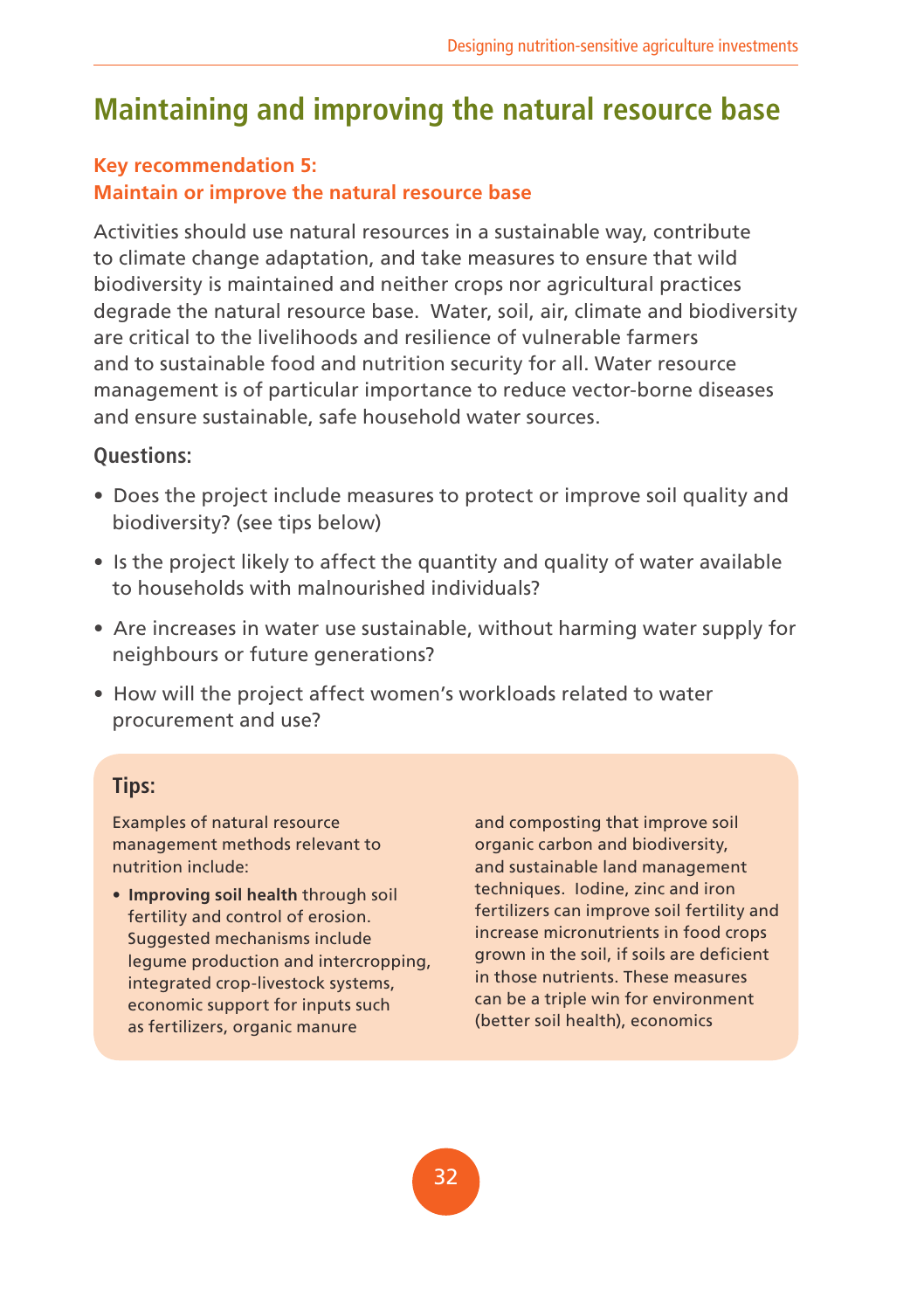# Maintaining and improving the natural resource base

**Key recommendation 5:**
**Maintain or improve the natural resource base**

Activities should use natural resources in a sustainable way, contribute to climate change adaptation, and take measures to ensure that wild biodiversity is maintained and neither crops nor agricultural practices degrade the natural resource base. Water, soil, air, climate and biodiversity are critical to the livelihoods and resilience of vulnerable farmers and to sustainable food and nutrition security for all. Water resource management is of particular importance to reduce vector-borne diseases and ensure sustainable, safe household water sources.

**Questions:**

- Does the project include measures to protect or improve soil quality and biodiversity? (see tips below)
- Is the project likely to affect the quantity and quality of water available to households with malnourished individuals?
- Are increases in water use sustainable, without harming water supply for neighbours or future generations?
- How will the project affect women's workloads related to water procurement and use?

**Tips:**

Examples of natural resource management methods relevant to nutrition include:

- **Improving soil health** through soil fertility and control of erosion. Suggested mechanisms include legume production and intercropping, integrated crop-livestock systems, economic support for inputs such as fertilizers, organic manure and composting that improve soil organic carbon and biodiversity, and sustainable land management techniques. Iodine, zinc and iron fertilizers can improve soil fertility and increase micronutrients in food crops grown in the soil, if soils are deficient in those nutrients. These measures can be a triple win for environment (better soil health), economics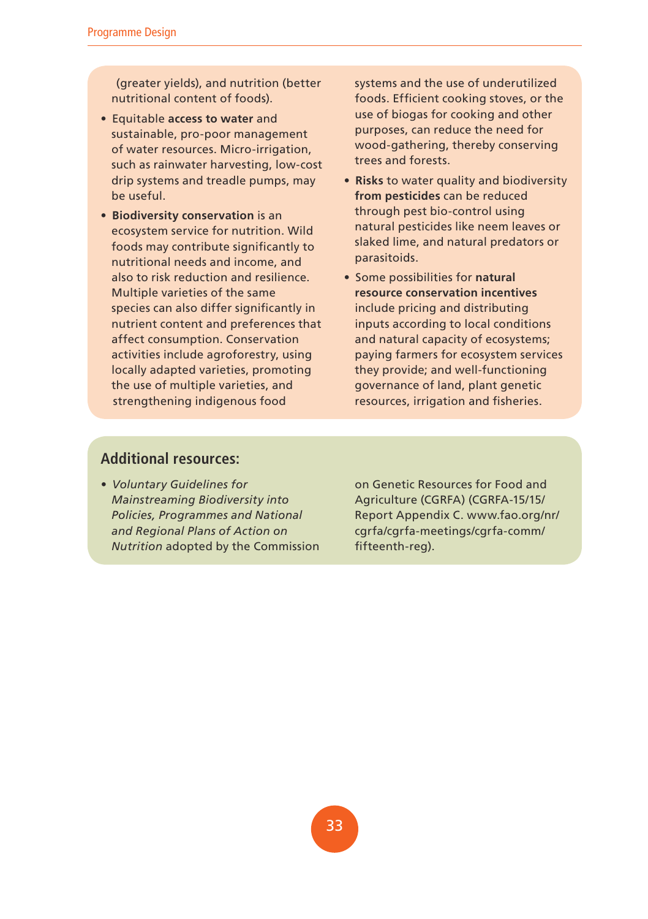(greater yields), and nutrition (better nutritional content of foods).

- Equitable **access to water** and sustainable, pro-poor management of water resources. Micro-irrigation, such as rainwater harvesting, low-cost drip systems and treadle pumps, may be useful.
- **Biodiversity conservation** is an ecosystem service for nutrition. Wild foods may contribute significantly to nutritional needs and income, and also to risk reduction and resilience. Multiple varieties of the same species can also differ significantly in nutrient content and preferences that affect consumption. Conservation activities include agroforestry, using locally adapted varieties, promoting the use of multiple varieties, and strengthening indigenous food systems and the use of underutilized foods. Efficient cooking stoves, or the use of biogas for cooking and other purposes, can reduce the need for wood-gathering, thereby conserving trees and forests.
- **Risks** to water quality and biodiversity **from pesticides** can be reduced through pest bio-control using natural pesticides like neem leaves or slaked lime, and natural predators or parasitoids.
- Some possibilities for **natural resource conservation incentives** include pricing and distributing inputs according to local conditions and natural capacity of ecosystems; paying farmers for ecosystem services they provide; and well-functioning governance of land, plant genetic resources, irrigation and fisheries.

## Additional resources:

- *Voluntary Guidelines for Mainstreaming Biodiversity into Policies, Programmes and National and Regional Plans of Action on Nutrition* adopted by the Commission on Genetic Resources for Food and Agriculture (CGRFA) (CGRFA-15/15/Report Appendix C. www.fao.org/nr/cgrfa/cgrfa-meetings/cgrfa-comm/fifteenth-reg).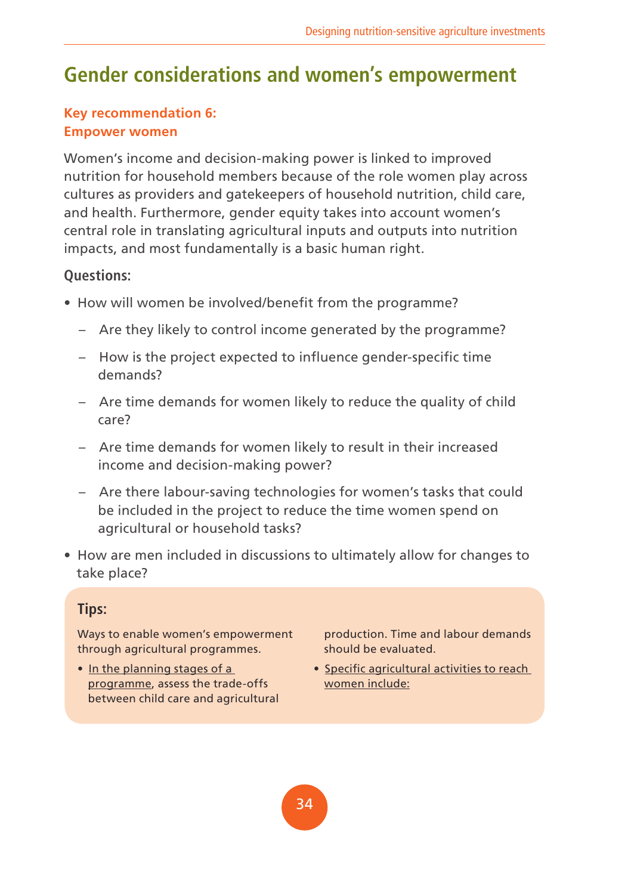# Gender considerations and women's empowerment

### Key recommendation 6: Empower women

Women's income and decision-making power is linked to improved nutrition for household members because of the role women play across cultures as providers and gatekeepers of household nutrition, child care, and health. Furthermore, gender equity takes into account women's central role in translating agricultural inputs and outputs into nutrition impacts, and most fundamentally is a basic human right.

**Questions:**

- How will women be involved/benefit from the programme?
  - Are they likely to control income generated by the programme?
  - How is the project expected to influence gender-specific time demands?
  - Are time demands for women likely to reduce the quality of child care?
  - Are time demands for women likely to result in their increased income and decision-making power?
  - Are there labour-saving technologies for women's tasks that could be included in the project to reduce the time women spend on agricultural or household tasks?
- How are men included in discussions to ultimately allow for changes to take place?

**Tips:**

Ways to enable women's empowerment through agricultural programmes.

- In the planning stages of a programme, assess the trade-offs between child care and agricultural production. Time and labour demands should be evaluated.
- Specific agricultural activities to reach women include: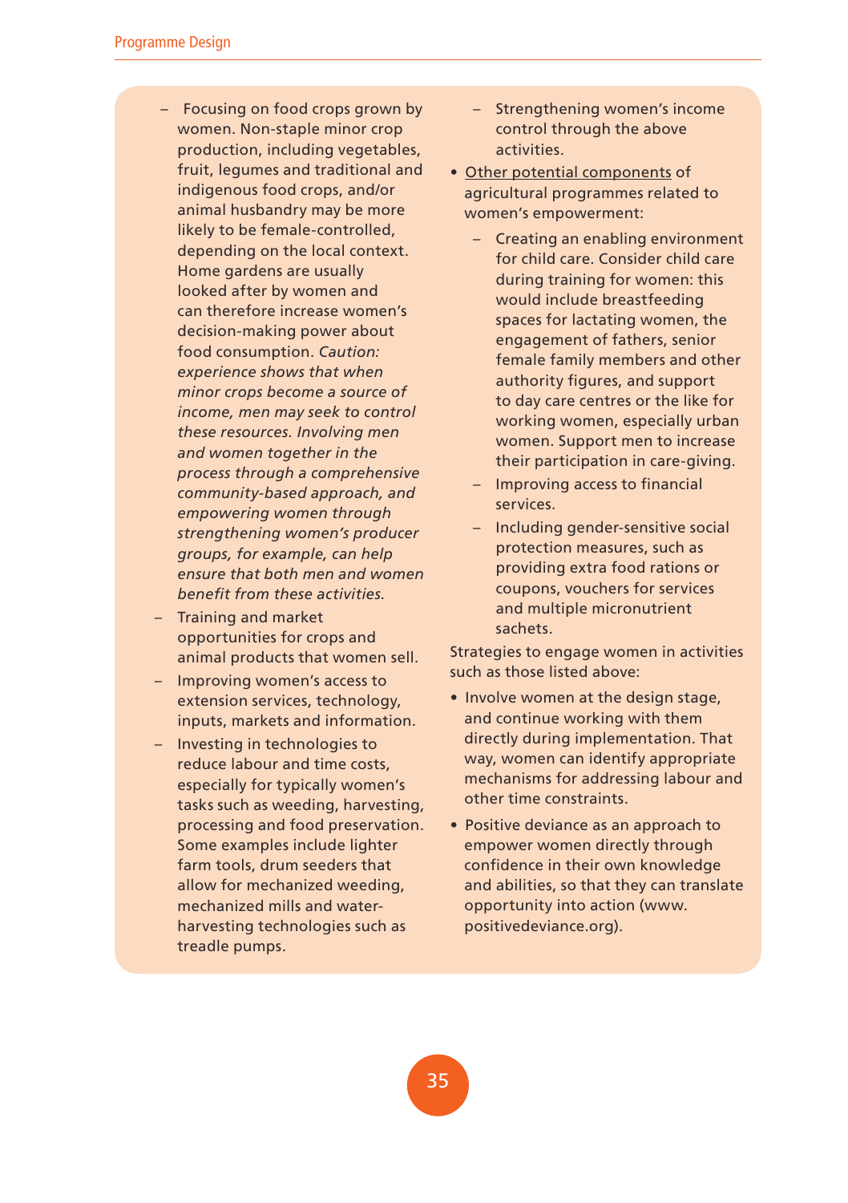- Focusing on food crops grown by women. Non-staple minor crop production, including vegetables, fruit, legumes and traditional and indigenous food crops, and/or animal husbandry may be more likely to be female-controlled, depending on the local context. Home gardens are usually looked after by women and can therefore increase women's decision-making power about food consumption. *Caution: experience shows that when minor crops become a source of income, men may seek to control these resources. Involving men and women together in the process through a comprehensive community-based approach, and empowering women through strengthening women's producer groups, for example, can help ensure that both men and women benefit from these activities.*
   - Training and market opportunities for crops and animal products that women sell.
   - Improving women's access to extension services, technology, inputs, markets and information.
   - Investing in technologies to reduce labour and time costs, especially for typically women's tasks such as weeding, harvesting, processing and food preservation. Some examples include lighter farm tools, drum seeders that allow for mechanized weeding, mechanized mills and water-harvesting technologies such as treadle pumps.
   - Strengthening women's income control through the above activities.
- Other potential components of agricultural programmes related to women's empowerment:
   - Creating an enabling environment for child care. Consider child care during training for women: this would include breastfeeding spaces for lactating women, the engagement of fathers, senior female family members and other authority figures, and support to day care centres or the like for working women, especially urban women. Support men to increase their participation in care-giving.
   - Improving access to financial services.
   - Including gender-sensitive social protection measures, such as providing extra food rations or coupons, vouchers for services and multiple micronutrient sachets.

Strategies to engage women in activities such as those listed above:

- Involve women at the design stage, and continue working with them directly during implementation. That way, women can identify appropriate mechanisms for addressing labour and other time constraints.
- Positive deviance as an approach to empower women directly through confidence in their own knowledge and abilities, so that they can translate opportunity into action (www.positivedeviance.org).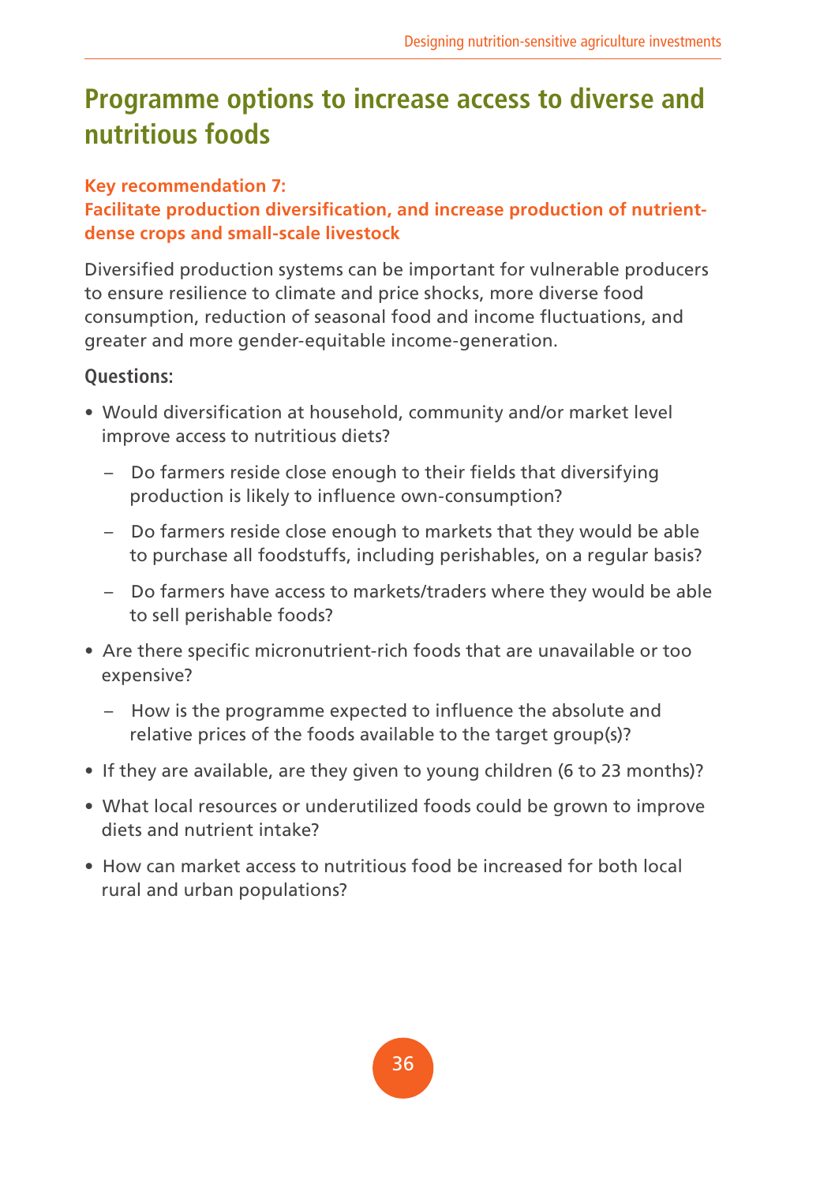## Programme options to increase access to diverse and nutritious foods

**Key recommendation 7:**
**Facilitate production diversification, and increase production of nutrient-dense crops and small-scale livestock**

Diversified production systems can be important for vulnerable producers to ensure resilience to climate and price shocks, more diverse food consumption, reduction of seasonal food and income fluctuations, and greater and more gender-equitable income-generation.

**Questions:**

- Would diversification at household, community and/or market level improve access to nutritious diets?
  - Do farmers reside close enough to their fields that diversifying production is likely to influence own-consumption?
  - Do farmers reside close enough to markets that they would be able to purchase all foodstuffs, including perishables, on a regular basis?
  - Do farmers have access to markets/traders where they would be able to sell perishable foods?
- Are there specific micronutrient-rich foods that are unavailable or too expensive?
  - How is the programme expected to influence the absolute and relative prices of the foods available to the target group(s)?
- If they are available, are they given to young children (6 to 23 months)?
- What local resources or underutilized foods could be grown to improve diets and nutrient intake?
- How can market access to nutritious food be increased for both local rural and urban populations?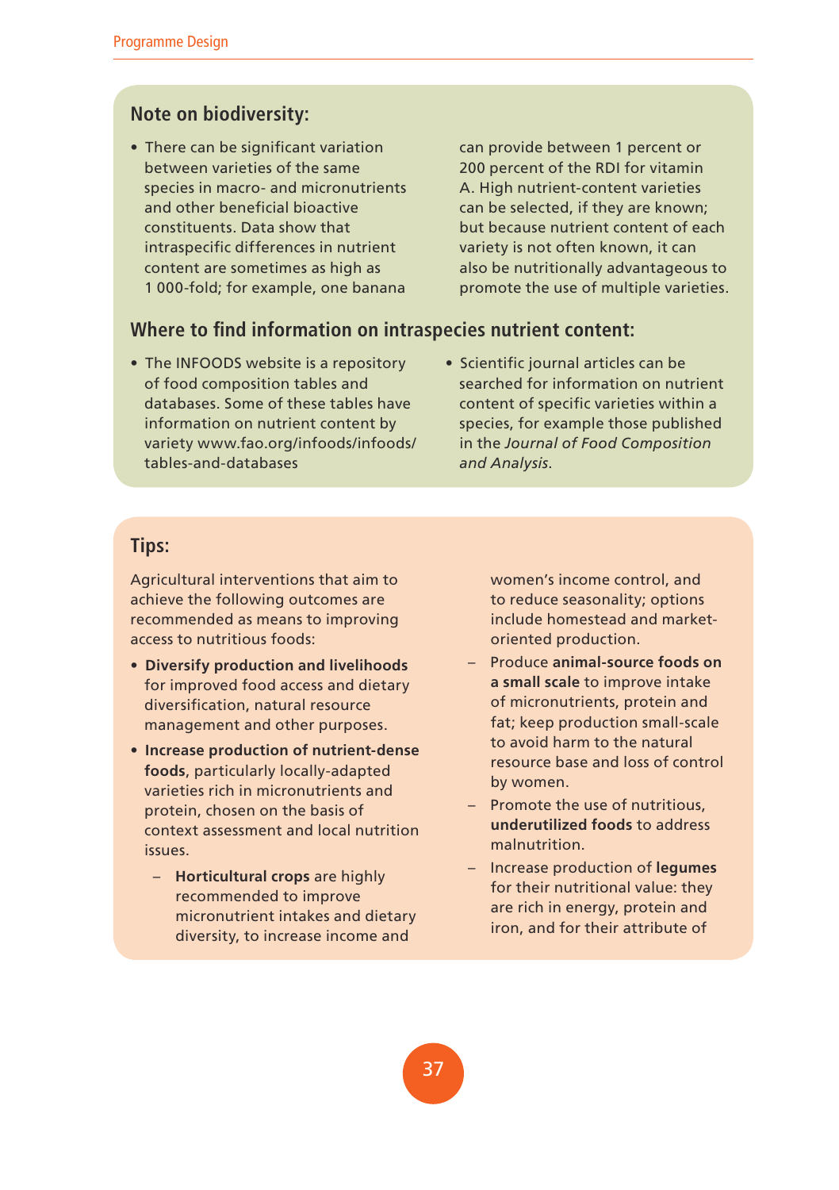## Note on biodiversity:

- There can be significant variation between varieties of the same species in macro- and micronutrients and other beneficial bioactive constituents. Data show that intraspecific differences in nutrient content are sometimes as high as 1 000-fold; for example, one banana can provide between 1 percent or 200 percent of the RDI for vitamin A. High nutrient-content varieties can be selected, if they are known; but because nutrient content of each variety is not often known, it can also be nutritionally advantageous to promote the use of multiple varieties.

## Where to find information on intraspecies nutrient content:

- The INFOODS website is a repository of food composition tables and databases. Some of these tables have information on nutrient content by variety www.fao.org/infoods/infoods/tables-and-databases
- Scientific journal articles can be searched for information on nutrient content of specific varieties within a species, for example those published in the *Journal of Food Composition and Analysis*.

## Tips:

Agricultural interventions that aim to achieve the following outcomes are recommended as means to improving access to nutritious foods:

- **Diversify production and livelihoods** for improved food access and dietary diversification, natural resource management and other purposes.
- **Increase production of nutrient-dense foods**, particularly locally-adapted varieties rich in micronutrients and protein, chosen on the basis of context assessment and local nutrition issues.
  - **Horticultural crops** are highly recommended to improve micronutrient intakes and dietary diversity, to increase income and women's income control, and to reduce seasonality; options include homestead and market-oriented production.
  - Produce **animal-source foods on a small scale** to improve intake of micronutrients, protein and fat; keep production small-scale to avoid harm to the natural resource base and loss of control by women.
  - Promote the use of nutritious, **underutilized foods** to address malnutrition.
  - Increase production of **legumes** for their nutritional value: they are rich in energy, protein and iron, and for their attribute of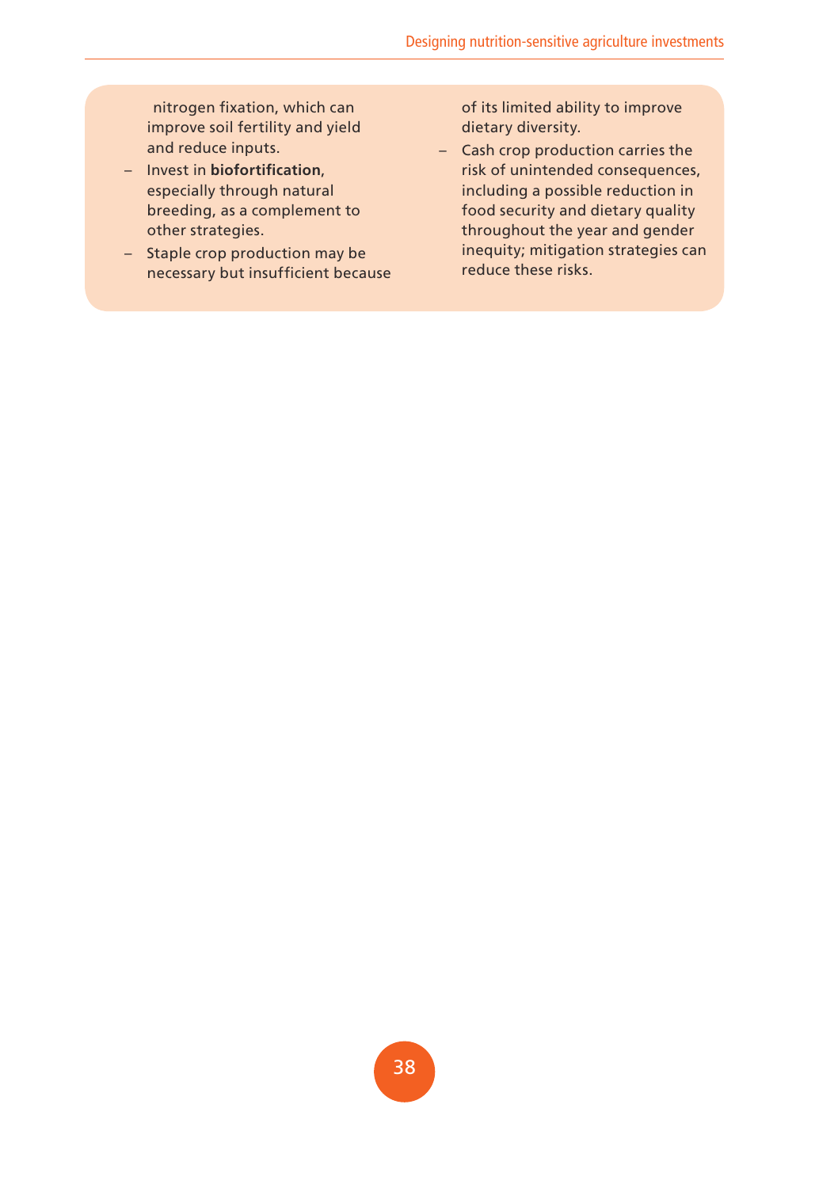nitrogen fixation, which can improve soil fertility and yield and reduce inputs.

- Invest in **biofortification**, especially through natural breeding, as a complement to other strategies.
- Staple crop production may be necessary but insufficient because of its limited ability to improve dietary diversity.
- Cash crop production carries the risk of unintended consequences, including a possible reduction in food security and dietary quality throughout the year and gender inequity; mitigation strategies can reduce these risks.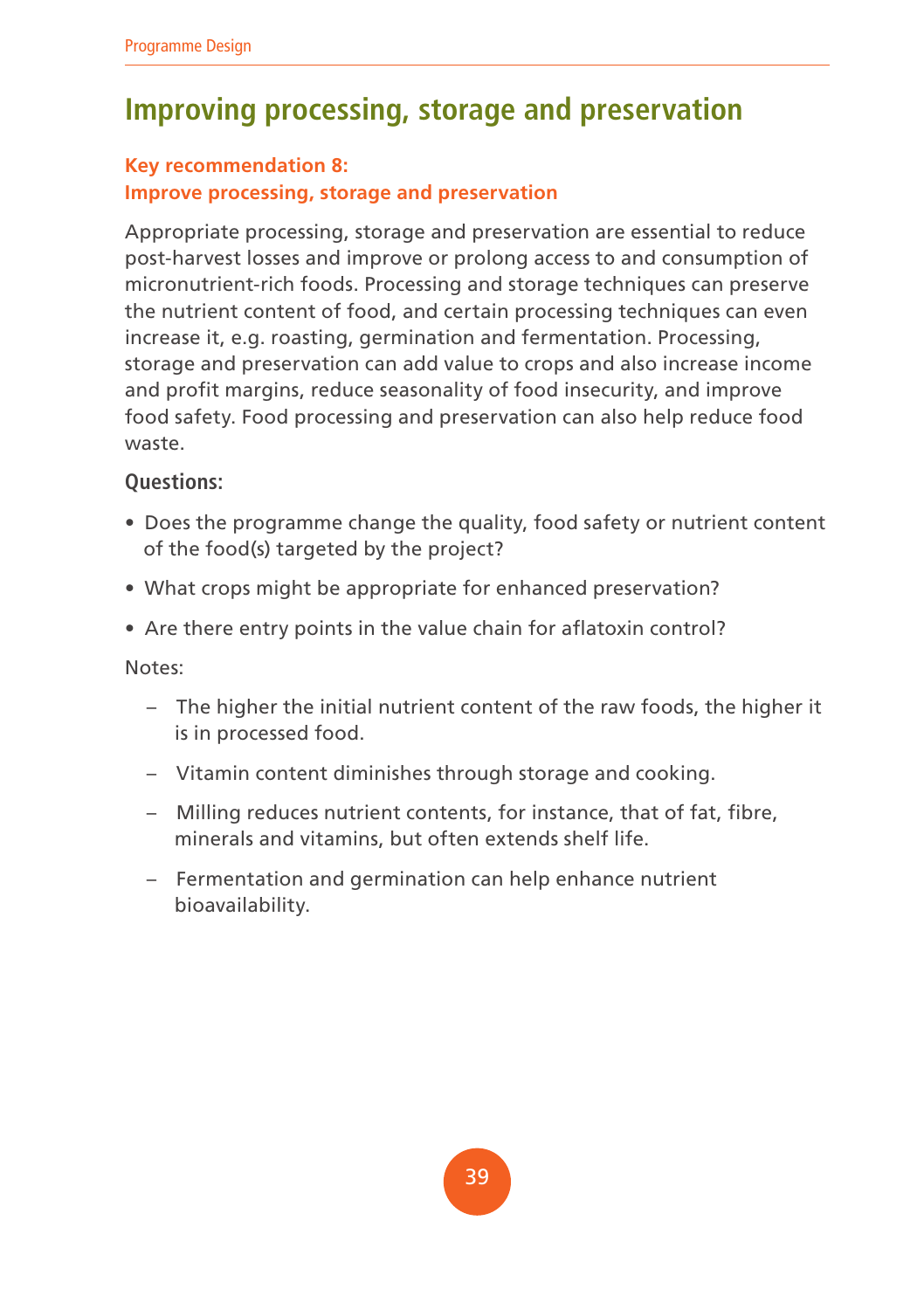## Improving processing, storage and preservation

**Key recommendation 8:**
**Improve processing, storage and preservation**

Appropriate processing, storage and preservation are essential to reduce post-harvest losses and improve or prolong access to and consumption of micronutrient-rich foods. Processing and storage techniques can preserve the nutrient content of food, and certain processing techniques can even increase it, e.g. roasting, germination and fermentation. Processing, storage and preservation can add value to crops and also increase income and profit margins, reduce seasonality of food insecurity, and improve food safety. Food processing and preservation can also help reduce food waste.

**Questions:**

- Does the programme change the quality, food safety or nutrient content of the food(s) targeted by the project?
- What crops might be appropriate for enhanced preservation?
- Are there entry points in the value chain for aflatoxin control?

Notes:

- The higher the initial nutrient content of the raw foods, the higher it is in processed food.
- Vitamin content diminishes through storage and cooking.
- Milling reduces nutrient contents, for instance, that of fat, fibre, minerals and vitamins, but often extends shelf life.
- Fermentation and germination can help enhance nutrient bioavailability.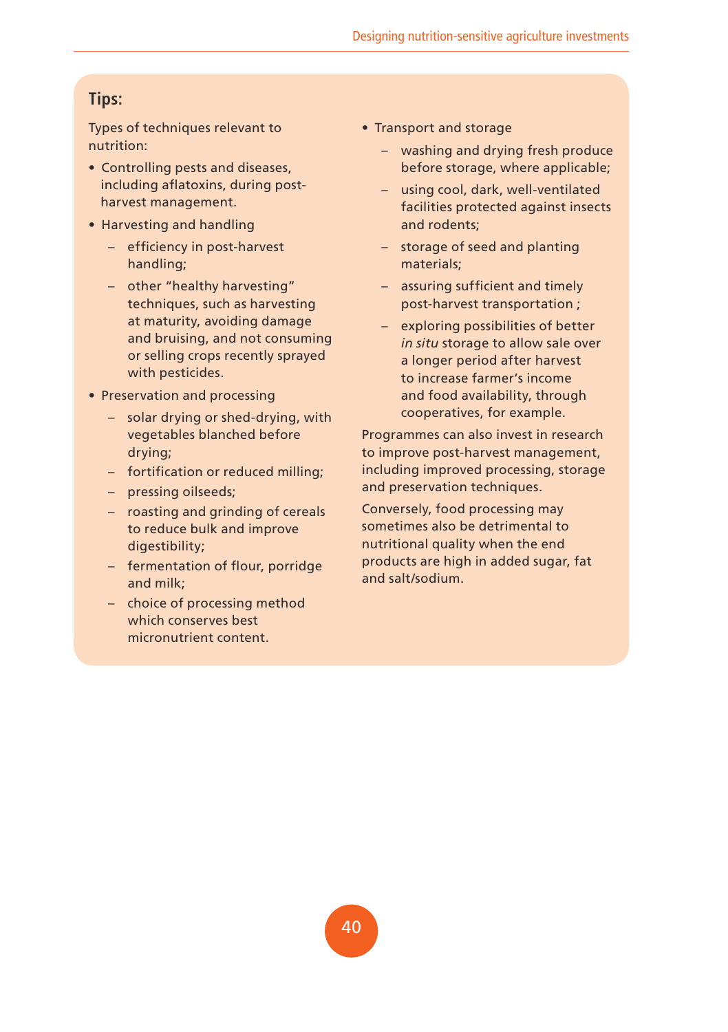**Tips:**

Types of techniques relevant to nutrition:

- Controlling pests and diseases, including aflatoxins, during post-harvest management.
- Harvesting and handling
  - efficiency in post-harvest handling;
  - other "healthy harvesting" techniques, such as harvesting at maturity, avoiding damage and bruising, and not consuming or selling crops recently sprayed with pesticides.
- Preservation and processing
  - solar drying or shed-drying, with vegetables blanched before drying;
  - fortification or reduced milling;
  - pressing oilseeds;
  - roasting and grinding of cereals to reduce bulk and improve digestibility;
  - fermentation of flour, porridge and milk;
  - choice of processing method which conserves best micronutrient content.
- Transport and storage
  - washing and drying fresh produce before storage, where applicable;
  - using cool, dark, well-ventilated facilities protected against insects and rodents;
  - storage of seed and planting materials;
  - assuring sufficient and timely post-harvest transportation ;
  - exploring possibilities of better *in situ* storage to allow sale over a longer period after harvest to increase farmer's income and food availability, through cooperatives, for example.

Programmes can also invest in research to improve post-harvest management, including improved processing, storage and preservation techniques.

Conversely, food processing may sometimes also be detrimental to nutritional quality when the end products are high in added sugar, fat and salt/sodium.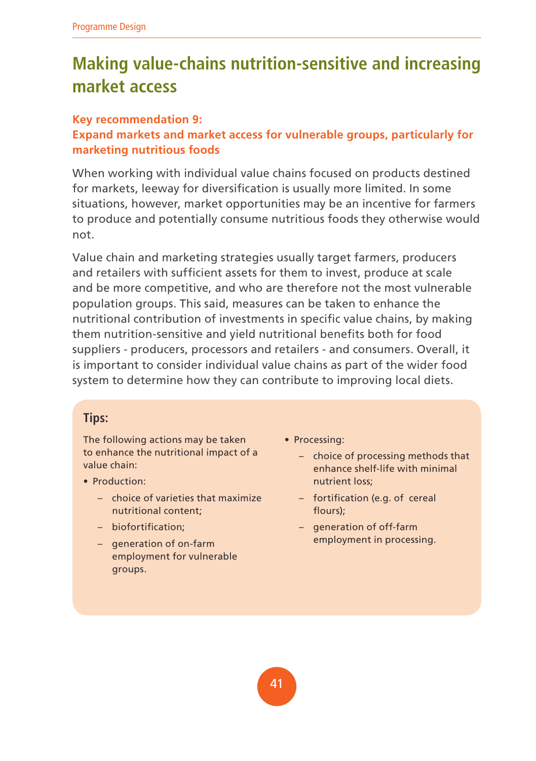# Making value-chains nutrition-sensitive and increasing market access

### Key recommendation 9:
### Expand markets and market access for vulnerable groups, particularly for marketing nutritious foods

When working with individual value chains focused on products destined for markets, leeway for diversification is usually more limited. In some situations, however, market opportunities may be an incentive for farmers to produce and potentially consume nutritious foods they otherwise would not.

Value chain and marketing strategies usually target farmers, producers and retailers with sufficient assets for them to invest, produce at scale and be more competitive, and who are therefore not the most vulnerable population groups. This said, measures can be taken to enhance the nutritional contribution of investments in specific value chains, by making them nutrition-sensitive and yield nutritional benefits both for food suppliers - producers, processors and retailers - and consumers. Overall, it is important to consider individual value chains as part of the wider food system to determine how they can contribute to improving local diets.

**Tips:**

The following actions may be taken to enhance the nutritional impact of a value chain:

- Production:
  - choice of varieties that maximize nutritional content;
  - biofortification;
  - generation of on-farm employment for vulnerable groups.
- Processing:
  - choice of processing methods that enhance shelf-life with minimal nutrient loss;
  - fortification (e.g. of cereal flours);
  - generation of off-farm employment in processing.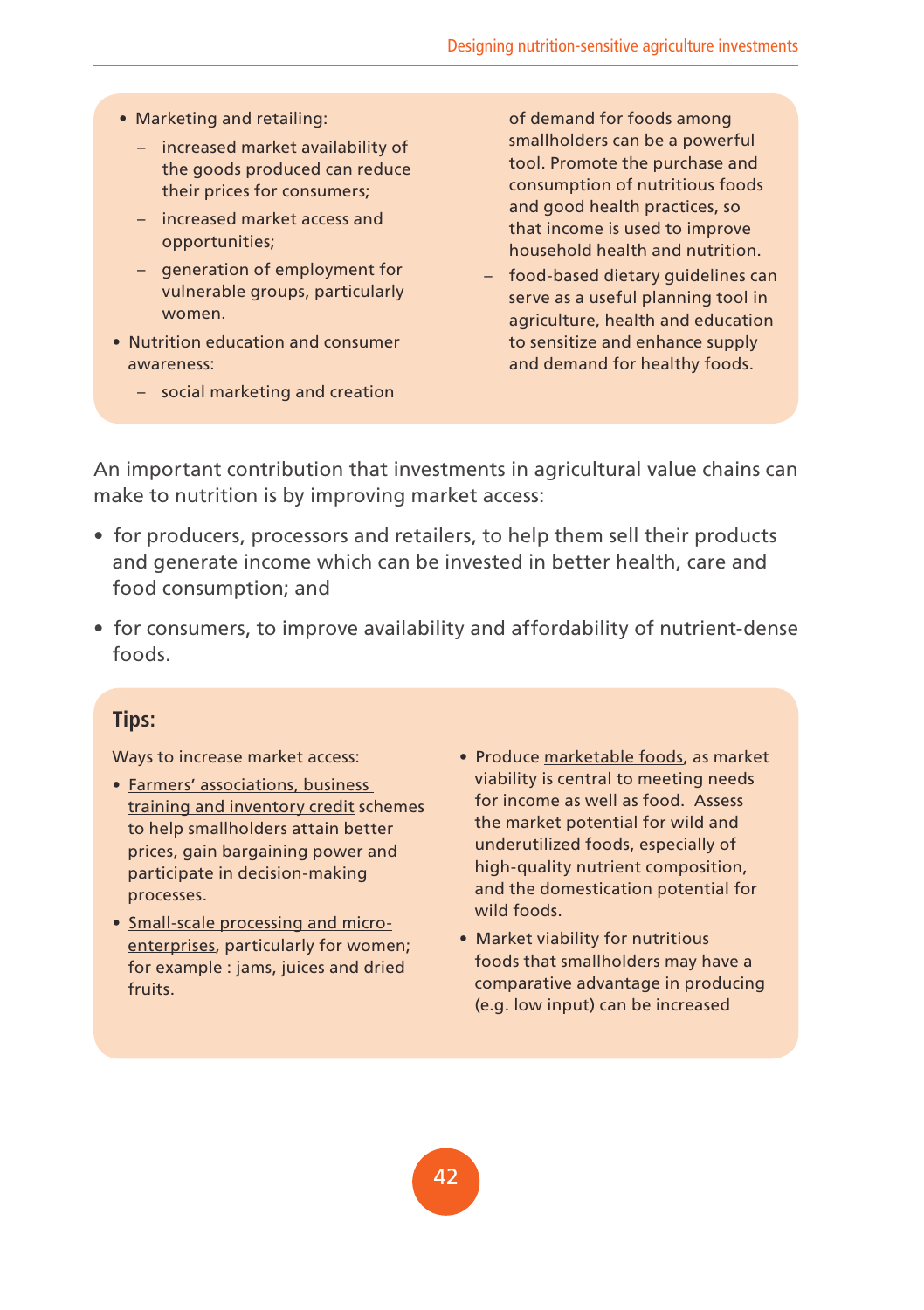- Marketing and retailing:
  - increased market availability of the goods produced can reduce their prices for consumers;
  - increased market access and opportunities;
  - generation of employment for vulnerable groups, particularly women.
- Nutrition education and consumer awareness:
  - social marketing and creation of demand for foods among smallholders can be a powerful tool. Promote the purchase and consumption of nutritious foods and good health practices, so that income is used to improve household health and nutrition.
  - food-based dietary guidelines can serve as a useful planning tool in agriculture, health and education to sensitize and enhance supply and demand for healthy foods.

An important contribution that investments in agricultural value chains can make to nutrition is by improving market access:

- for producers, processors and retailers, to help them sell their products and generate income which can be invested in better health, care and food consumption; and
- for consumers, to improve availability and affordability of nutrient-dense foods.

**Tips:**

Ways to increase market access:

- Farmers' associations, business training and inventory credit schemes to help smallholders attain better prices, gain bargaining power and participate in decision-making processes.
- Small-scale processing and micro-enterprises, particularly for women; for example : jams, juices and dried fruits.
- Produce marketable foods, as market viability is central to meeting needs for income as well as food. Assess the market potential for wild and underutilized foods, especially of high-quality nutrient composition, and the domestication potential for wild foods.
- Market viability for nutritious foods that smallholders may have a comparative advantage in producing (e.g. low input) can be increased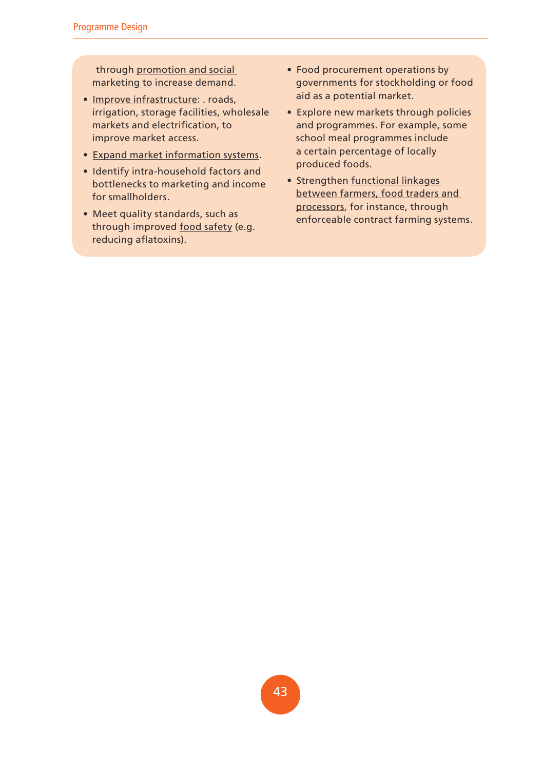through promotion and social marketing to increase demand.

- Improve infrastructure: . roads, irrigation, storage facilities, wholesale markets and electrification, to improve market access.
- Expand market information systems.
- Identify intra-household factors and bottlenecks to marketing and income for smallholders.
- Meet quality standards, such as through improved food safety (e.g. reducing aflatoxins).
- Food procurement operations by governments for stockholding or food aid as a potential market.
- Explore new markets through policies and programmes. For example, some school meal programmes include a certain percentage of locally produced foods.
- Strengthen functional linkages between farmers, food traders and processors, for instance, through enforceable contract farming systems.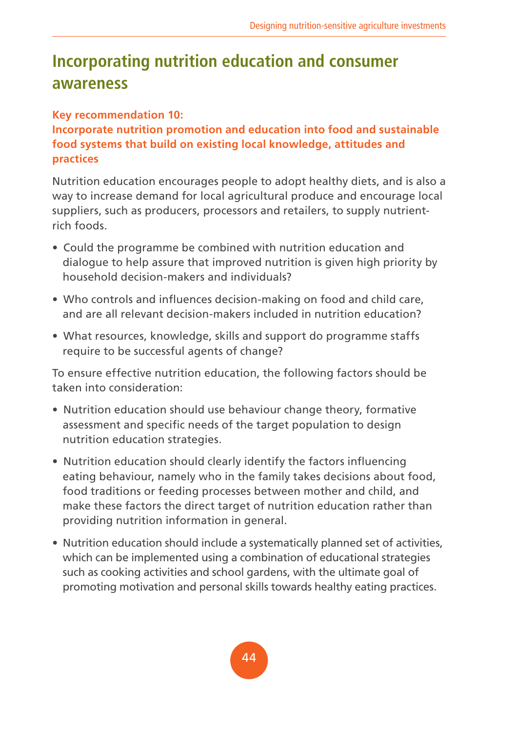## Incorporating nutrition education and consumer awareness

**Key recommendation 10:**
**Incorporate nutrition promotion and education into food and sustainable food systems that build on existing local knowledge, attitudes and practices**

Nutrition education encourages people to adopt healthy diets, and is also a way to increase demand for local agricultural produce and encourage local suppliers, such as producers, processors and retailers, to supply nutrient-rich foods.

- Could the programme be combined with nutrition education and dialogue to help assure that improved nutrition is given high priority by household decision-makers and individuals?
- Who controls and influences decision-making on food and child care, and are all relevant decision-makers included in nutrition education?
- What resources, knowledge, skills and support do programme staffs require to be successful agents of change?

To ensure effective nutrition education, the following factors should be taken into consideration:

- Nutrition education should use behaviour change theory, formative assessment and specific needs of the target population to design nutrition education strategies.
- Nutrition education should clearly identify the factors influencing eating behaviour, namely who in the family takes decisions about food, food traditions or feeding processes between mother and child, and make these factors the direct target of nutrition education rather than providing nutrition information in general.
- Nutrition education should include a systematically planned set of activities, which can be implemented using a combination of educational strategies such as cooking activities and school gardens, with the ultimate goal of promoting motivation and personal skills towards healthy eating practices.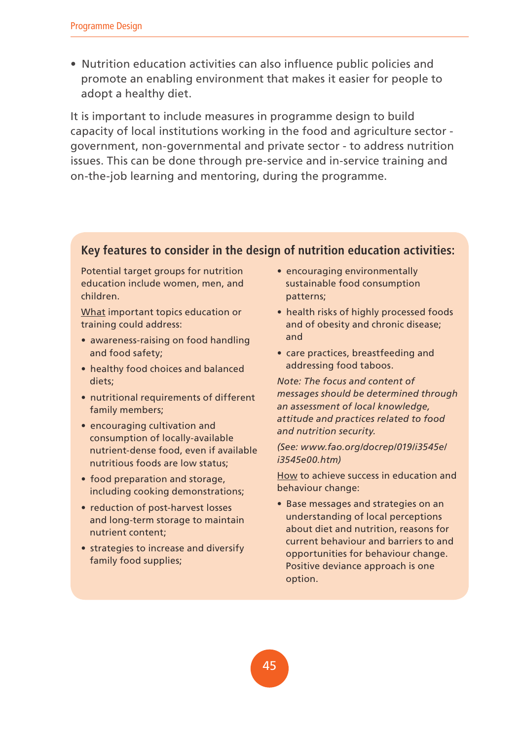- Nutrition education activities can also influence public policies and promote an enabling environment that makes it easier for people to adopt a healthy diet.

It is important to include measures in programme design to build capacity of local institutions working in the food and agriculture sector - government, non-governmental and private sector - to address nutrition issues. This can be done through pre-service and in-service training and on-the-job learning and mentoring, during the programme.

## Key features to consider in the design of nutrition education activities:

Potential target groups for nutrition education include women, men, and children.

What important topics education or training could address:

- awareness-raising on food handling and food safety;
- healthy food choices and balanced diets;
- nutritional requirements of different family members;
- encouraging cultivation and consumption of locally-available nutrient-dense food, even if available nutritious foods are low status;
- food preparation and storage, including cooking demonstrations;
- reduction of post-harvest losses and long-term storage to maintain nutrient content;
- strategies to increase and diversify family food supplies;
- encouraging environmentally sustainable food consumption patterns;
- health risks of highly processed foods and of obesity and chronic disease; and
- care practices, breastfeeding and addressing food taboos.

*Note: The focus and content of messages should be determined through an assessment of local knowledge, attitude and practices related to food and nutrition security.*

*(See: www.fao.org/docrep/019/i3545e/i3545e00.htm)*

How to achieve success in education and behaviour change:

- Base messages and strategies on an understanding of local perceptions about diet and nutrition, reasons for current behaviour and barriers to and opportunities for behaviour change. Positive deviance approach is one option.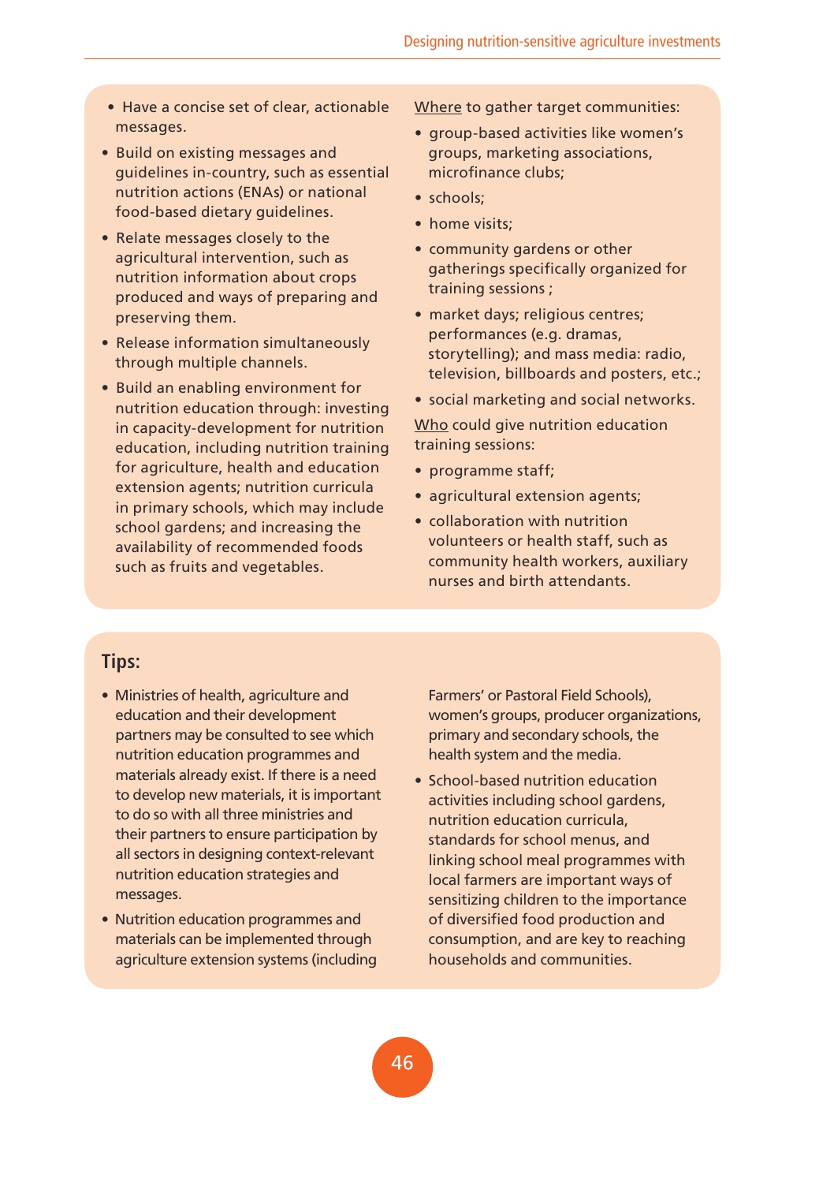- Have a concise set of clear, actionable messages.
- Build on existing messages and guidelines in-country, such as essential nutrition actions (ENAs) or national food-based dietary guidelines.
- Relate messages closely to the agricultural intervention, such as nutrition information about crops produced and ways of preparing and preserving them.
- Release information simultaneously through multiple channels.
- Build an enabling environment for nutrition education through: investing in capacity-development for nutrition education, including nutrition training for agriculture, health and education extension agents; nutrition curricula in primary schools, which may include school gardens; and increasing the availability of recommended foods such as fruits and vegetables.

Where to gather target communities:

- group-based activities like women's groups, marketing associations, microfinance clubs;
- schools;
- home visits;
- community gardens or other gatherings specifically organized for training sessions ;
- market days; religious centres; performances (e.g. dramas, storytelling); and mass media: radio, television, billboards and posters, etc.;
- social marketing and social networks.

Who could give nutrition education training sessions:

- programme staff;
- agricultural extension agents;
- collaboration with nutrition volunteers or health staff, such as community health workers, auxiliary nurses and birth attendants.

## Tips:

- Ministries of health, agriculture and education and their development partners may be consulted to see which nutrition education programmes and materials already exist. If there is a need to develop new materials, it is important to do so with all three ministries and their partners to ensure participation by all sectors in designing context-relevant nutrition education strategies and messages.
- Nutrition education programmes and materials can be implemented through agriculture extension systems (including Farmers' or Pastoral Field Schools), women's groups, producer organizations, primary and secondary schools, the health system and the media.
- School-based nutrition education activities including school gardens, nutrition education curricula, standards for school menus, and linking school meal programmes with local farmers are important ways of sensitizing children to the importance of diversified food production and consumption, and are key to reaching households and communities.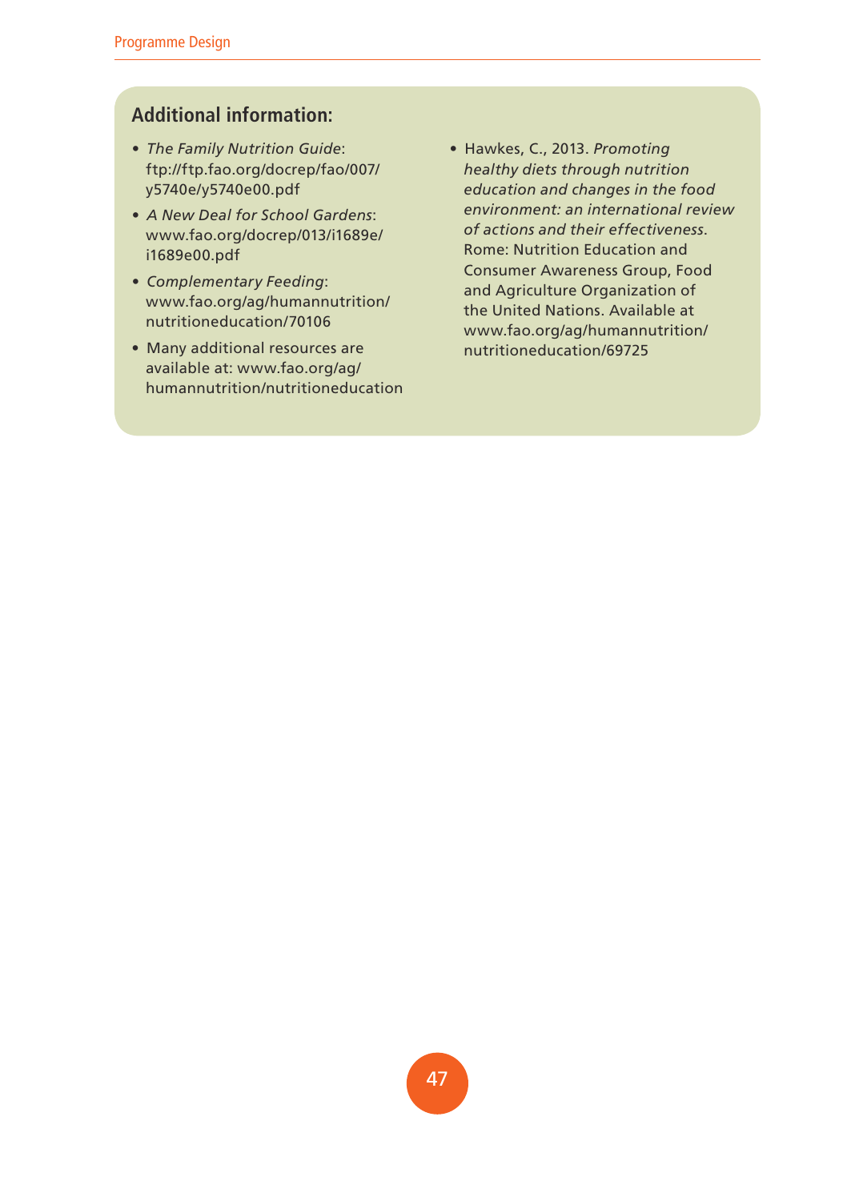## Additional information:

- *The Family Nutrition Guide*: ftp://ftp.fao.org/docrep/fao/007/y5740e/y5740e00.pdf
- *A New Deal for School Gardens*: www.fao.org/docrep/013/i1689e/i1689e00.pdf
- *Complementary Feeding*: www.fao.org/ag/humannutrition/nutritioneducation/70106
- Many additional resources are available at: www.fao.org/ag/humannutrition/nutritioneducation
- Hawkes, C., 2013. *Promoting healthy diets through nutrition education and changes in the food environment: an international review of actions and their effectiveness*. Rome: Nutrition Education and Consumer Awareness Group, Food and Agriculture Organization of the United Nations. Available at www.fao.org/ag/humannutrition/nutritioneducation/69725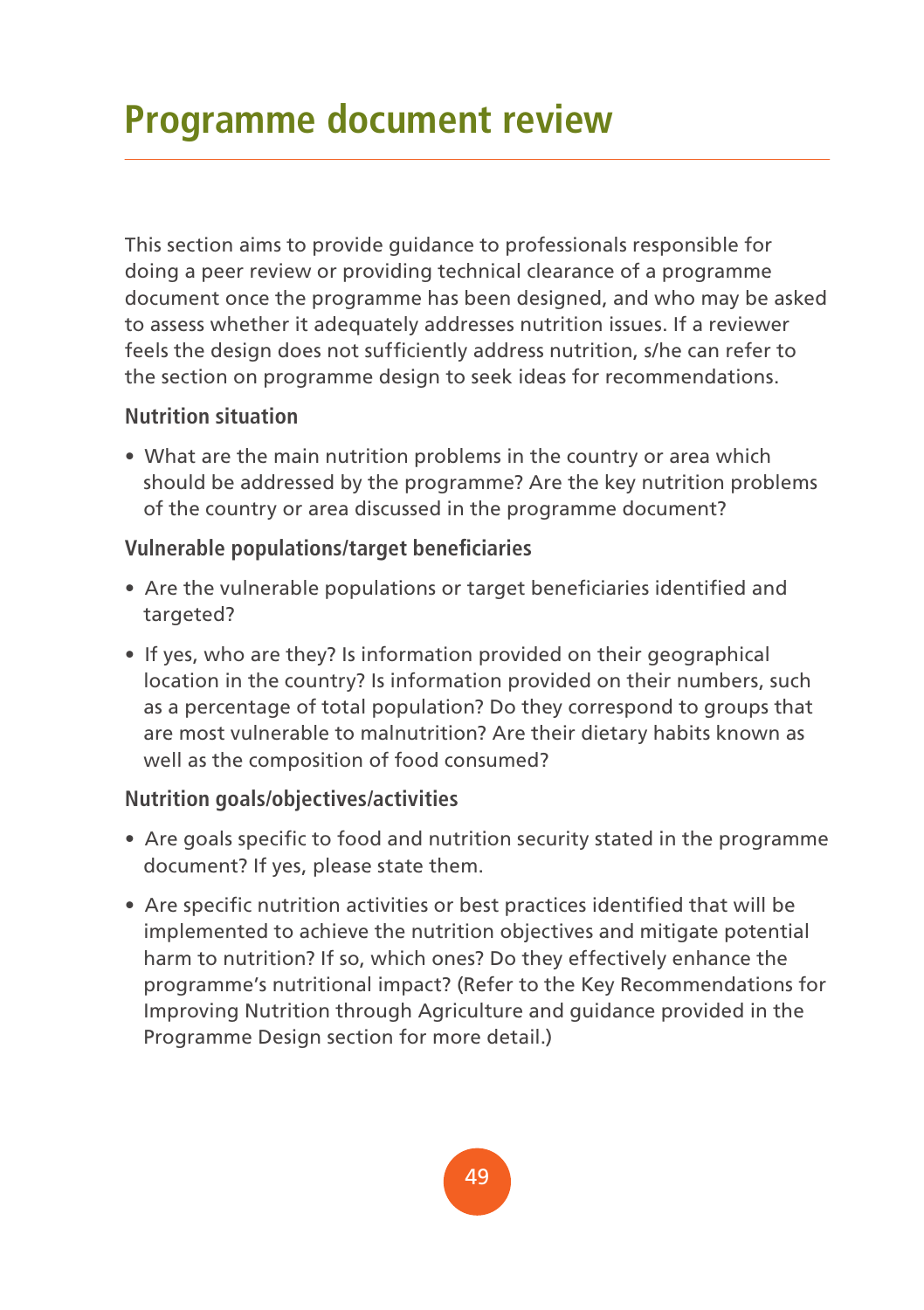# Programme document review

This section aims to provide guidance to professionals responsible for doing a peer review or providing technical clearance of a programme document once the programme has been designed, and who may be asked to assess whether it adequately addresses nutrition issues. If a reviewer feels the design does not sufficiently address nutrition, s/he can refer to the section on programme design to seek ideas for recommendations.

### Nutrition situation

- What are the main nutrition problems in the country or area which should be addressed by the programme? Are the key nutrition problems of the country or area discussed in the programme document?

### Vulnerable populations/target beneficiaries

- Are the vulnerable populations or target beneficiaries identified and targeted?
- If yes, who are they? Is information provided on their geographical location in the country? Is information provided on their numbers, such as a percentage of total population? Do they correspond to groups that are most vulnerable to malnutrition? Are their dietary habits known as well as the composition of food consumed?

### Nutrition goals/objectives/activities

- Are goals specific to food and nutrition security stated in the programme document? If yes, please state them.
- Are specific nutrition activities or best practices identified that will be implemented to achieve the nutrition objectives and mitigate potential harm to nutrition? If so, which ones? Do they effectively enhance the programme's nutritional impact? (Refer to the Key Recommendations for Improving Nutrition through Agriculture and guidance provided in the Programme Design section for more detail.)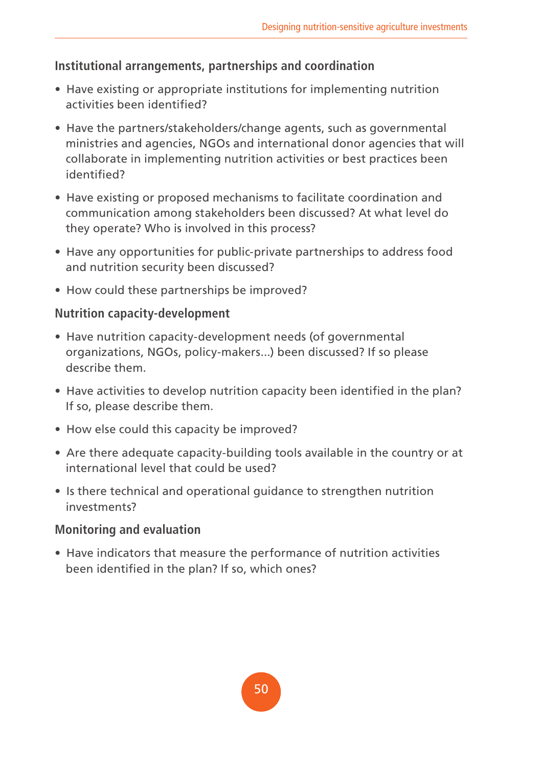### Institutional arrangements, partnerships and coordination

- Have existing or appropriate institutions for implementing nutrition activities been identified?
- Have the partners/stakeholders/change agents, such as governmental ministries and agencies, NGOs and international donor agencies that will collaborate in implementing nutrition activities or best practices been identified?
- Have existing or proposed mechanisms to facilitate coordination and communication among stakeholders been discussed? At what level do they operate? Who is involved in this process?
- Have any opportunities for public-private partnerships to address food and nutrition security been discussed?
- How could these partnerships be improved?

### Nutrition capacity-development

- Have nutrition capacity-development needs (of governmental organizations, NGOs, policy-makers...) been discussed? If so please describe them.
- Have activities to develop nutrition capacity been identified in the plan? If so, please describe them.
- How else could this capacity be improved?
- Are there adequate capacity-building tools available in the country or at international level that could be used?
- Is there technical and operational guidance to strengthen nutrition investments?

### Monitoring and evaluation

- Have indicators that measure the performance of nutrition activities been identified in the plan? If so, which ones?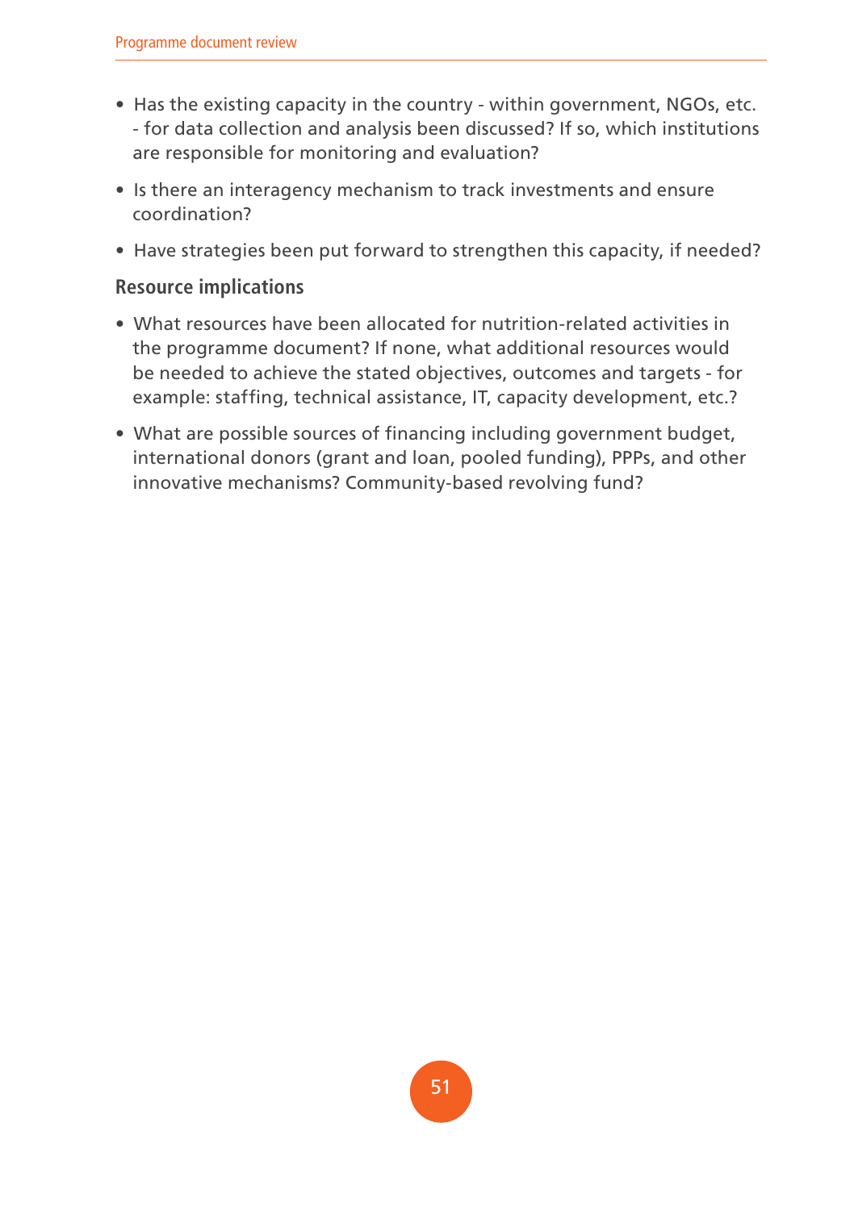- Has the existing capacity in the country - within government, NGOs, etc. - for data collection and analysis been discussed? If so, which institutions are responsible for monitoring and evaluation?
- Is there an interagency mechanism to track investments and ensure coordination?
- Have strategies been put forward to strengthen this capacity, if needed?

### Resource implications

- What resources have been allocated for nutrition-related activities in the programme document? If none, what additional resources would be needed to achieve the stated objectives, outcomes and targets - for example: staffing, technical assistance, IT, capacity development, etc.?
- What are possible sources of financing including government budget, international donors (grant and loan, pooled funding), PPPs, and other innovative mechanisms? Community-based revolving fund?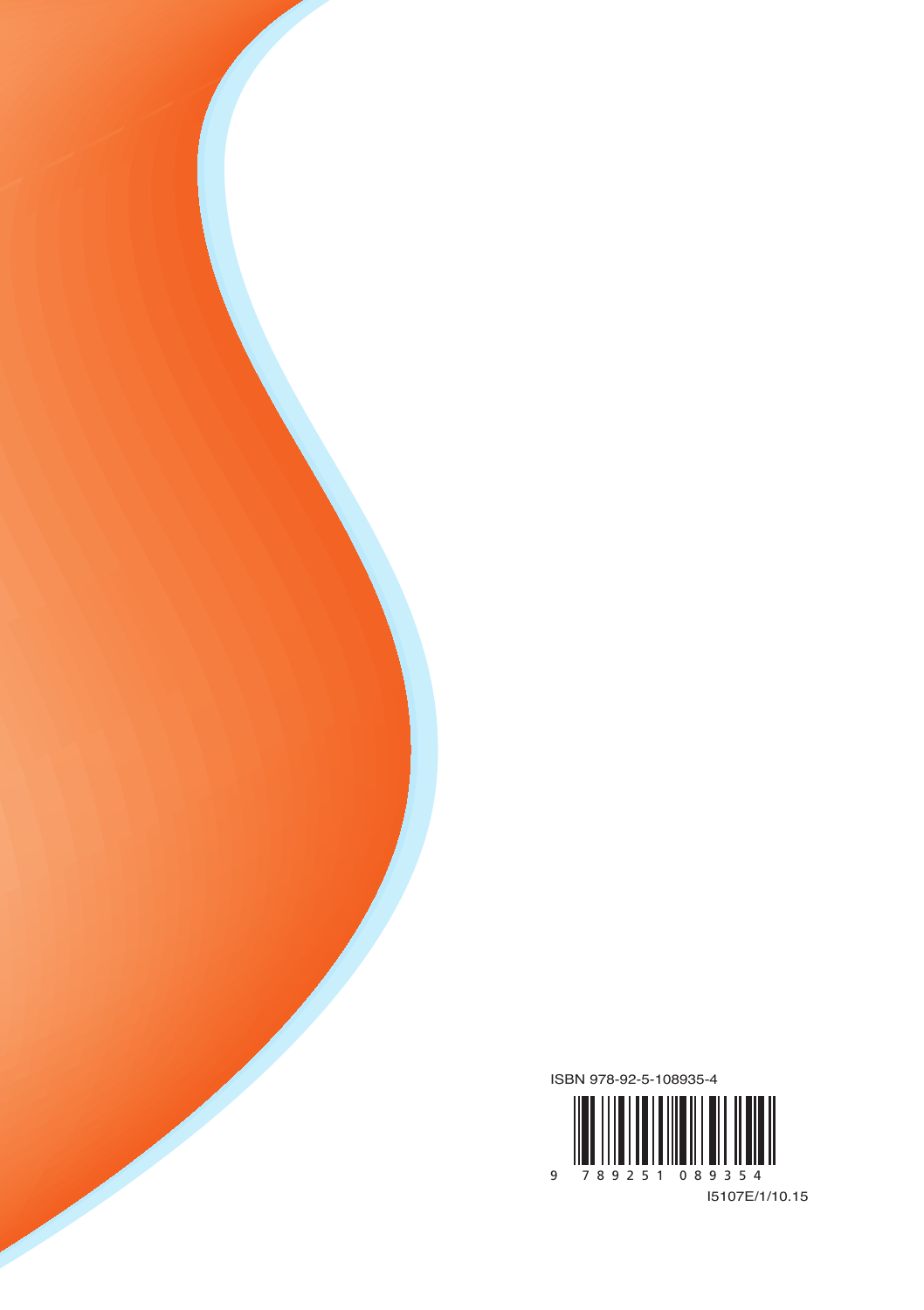ISBN 978-92-5-108935-4

9 789251 089354

I5107E/1/10.15